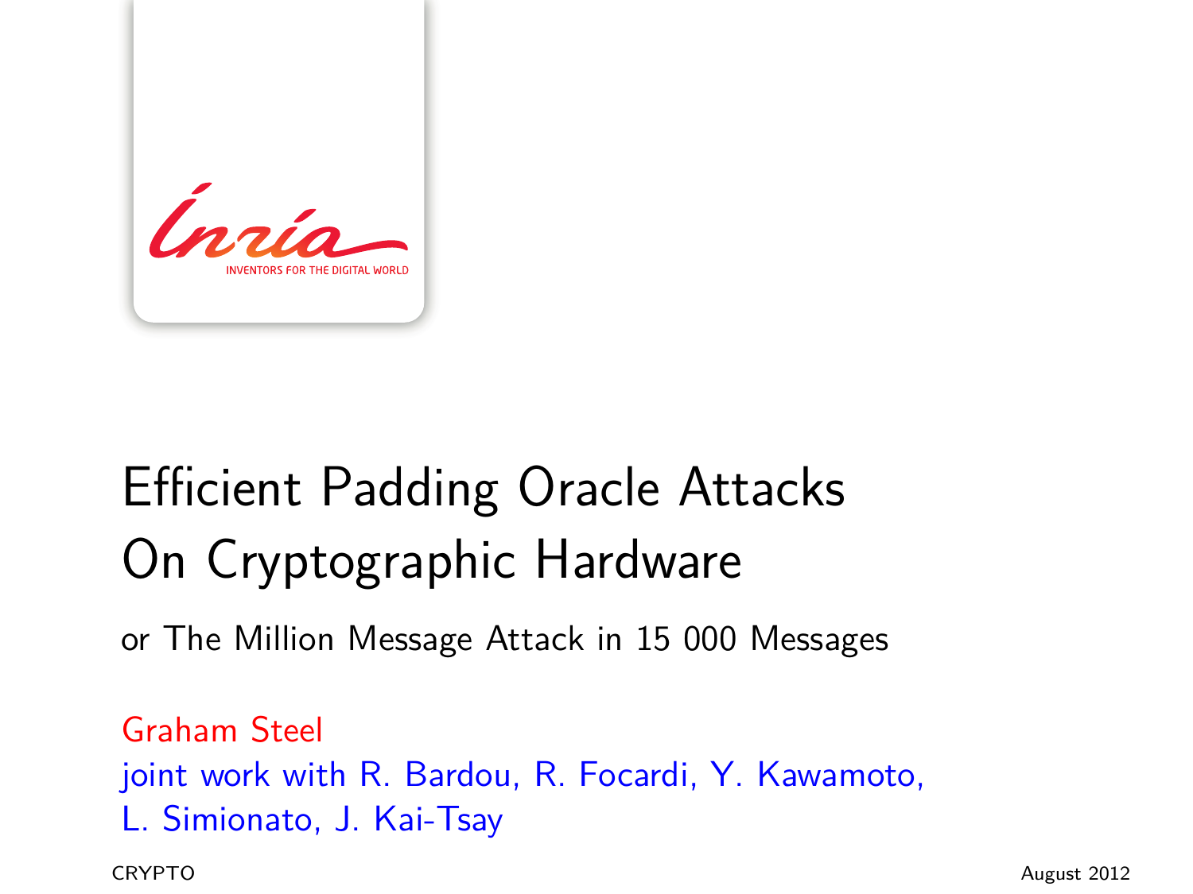# Efficient Padding Oracle Attacks On Cryptographic Hardware

or The Million Message Attack in 15 000 Messages

Graham Steel
joint work with R. Bardou, R. Focardi, Y. Kawamoto, L. Simionato, J. Kai-Tsay

CRYPTO

August 2012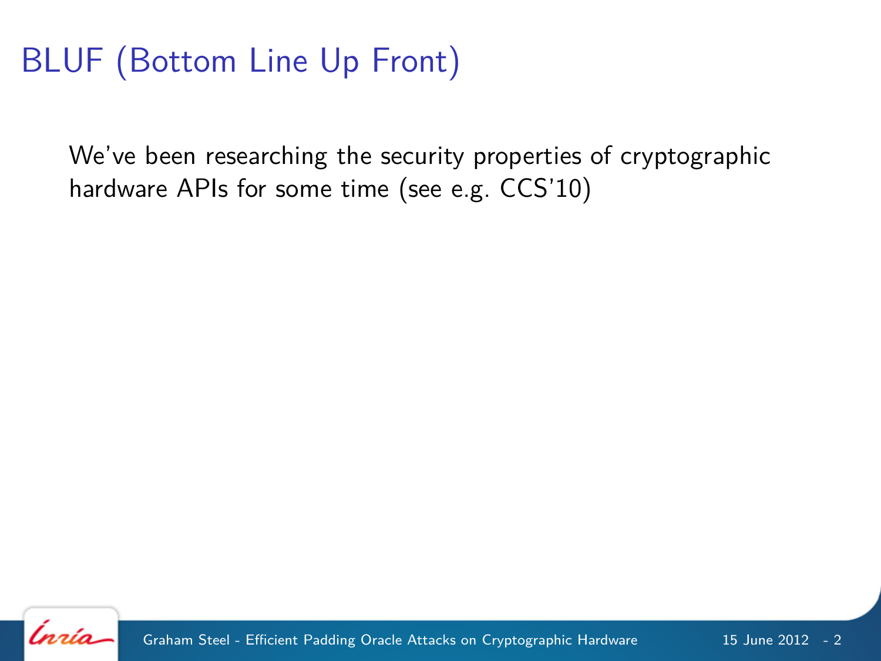# BLUF (Bottom Line Up Front)

We've been researching the security properties of cryptographic hardware APIs for some time (see e.g. CCS'10)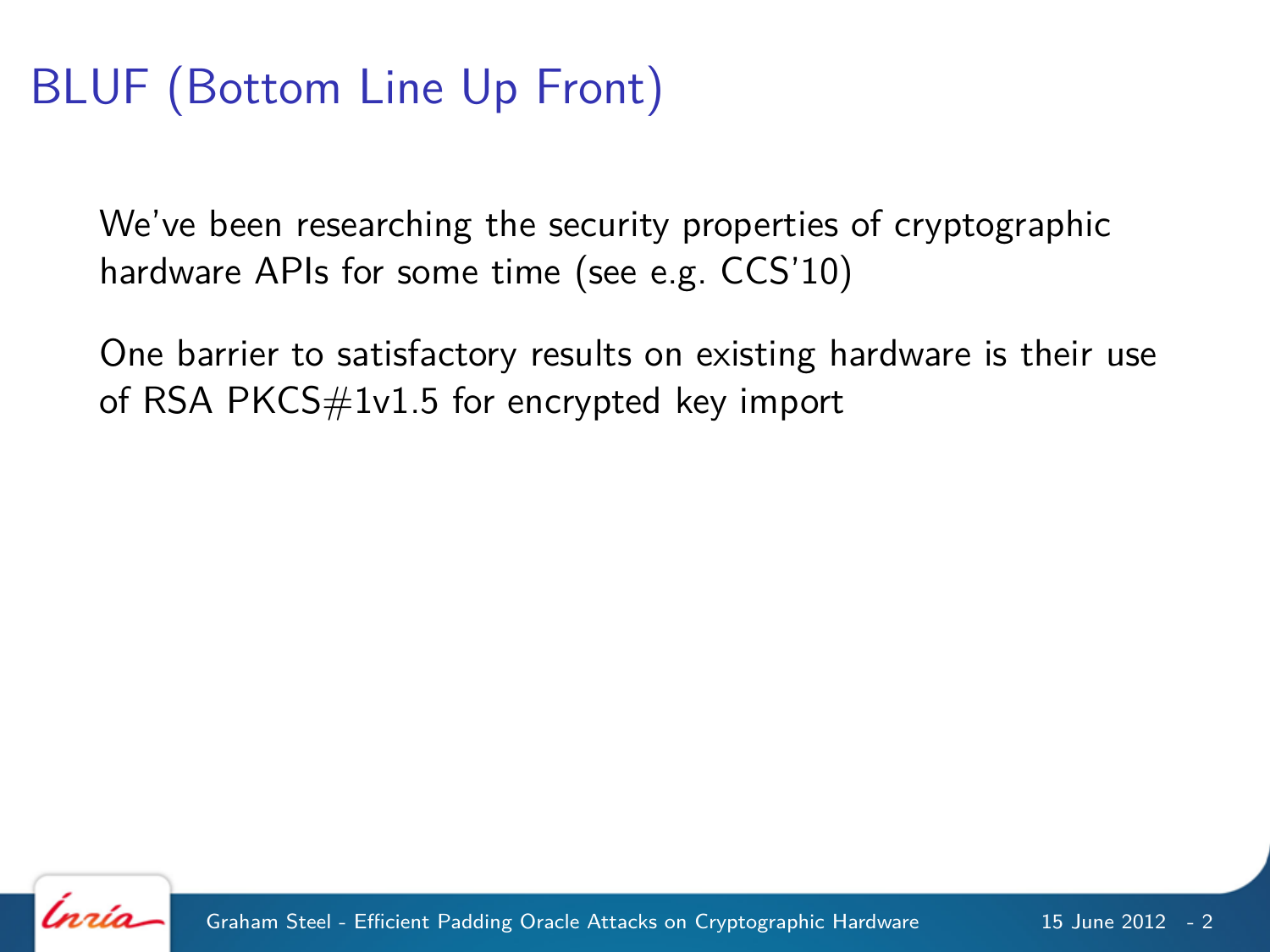# BLUF (Bottom Line Up Front)

We've been researching the security properties of cryptographic hardware APIs for some time (see e.g. CCS'10)

One barrier to satisfactory results on existing hardware is their use of RSA PKCS#1v1.5 for encrypted key import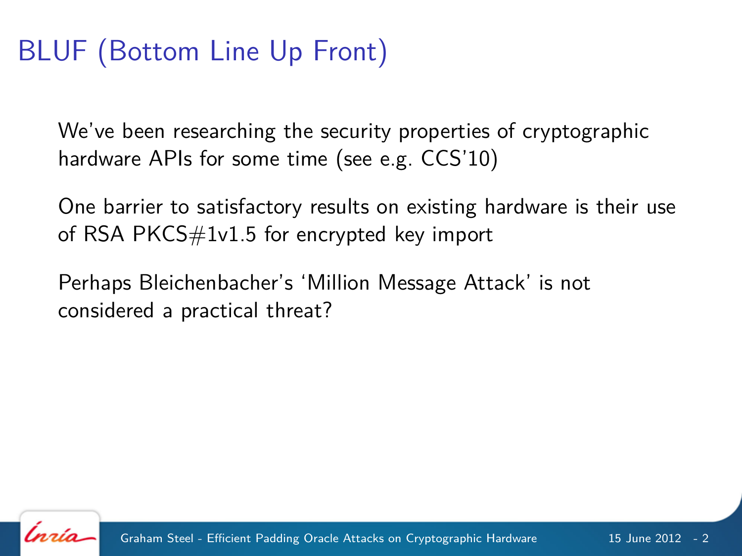# BLUF (Bottom Line Up Front)

We've been researching the security properties of cryptographic hardware APIs for some time (see e.g. CCS'10)

One barrier to satisfactory results on existing hardware is their use of RSA PKCS#1v1.5 for encrypted key import

Perhaps Bleichenbacher's 'Million Message Attack' is not considered a practical threat?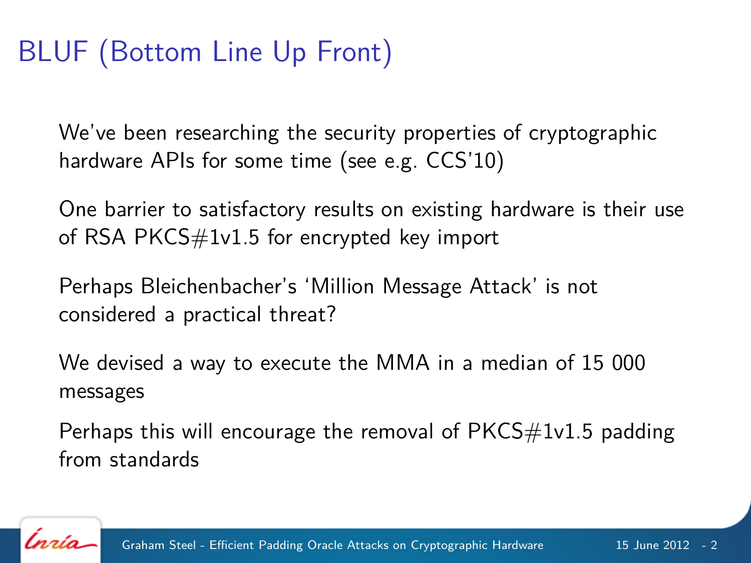# BLUF (Bottom Line Up Front)

We've been researching the security properties of cryptographic hardware APIs for some time (see e.g. CCS'10)

One barrier to satisfactory results on existing hardware is their use of RSA PKCS#1v1.5 for encrypted key import

Perhaps Bleichenbacher's 'Million Message Attack' is not considered a practical threat?

We devised a way to execute the MMA in a median of 15 000 messages

Perhaps this will encourage the removal of PKCS#1v1.5 padding from standards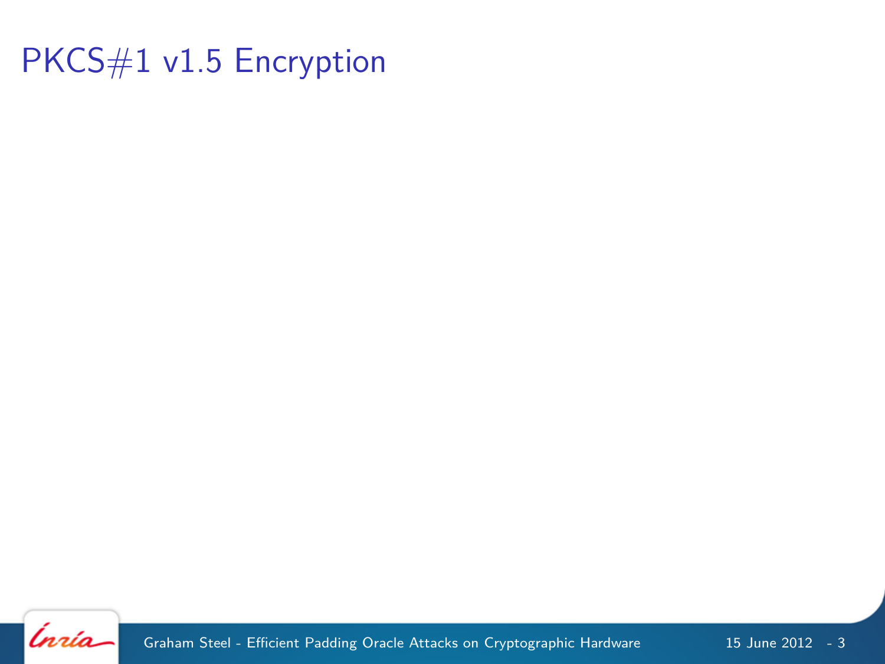# PKCS#1 v1.5 Encryption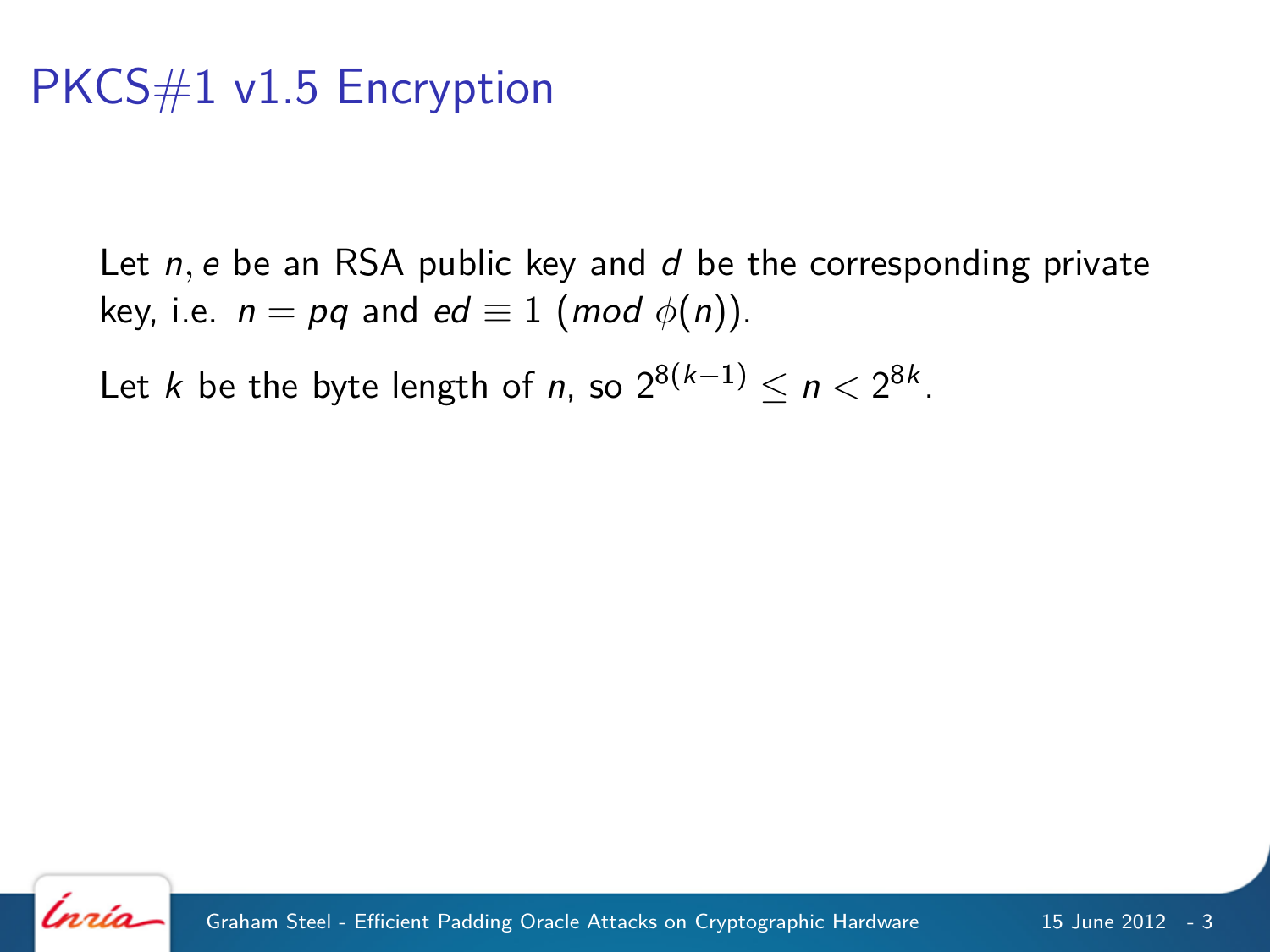# PKCS#1 v1.5 Encryption

Let $n, e$ be an RSA public key and $d$ be the corresponding private key, i.e. $n = pq$ and $ed \equiv 1 \ (mod\ \phi(n))$.

Let $k$ be the byte length of $n$, so $2^{8(k-1)} \leq n < 2^{8k}$.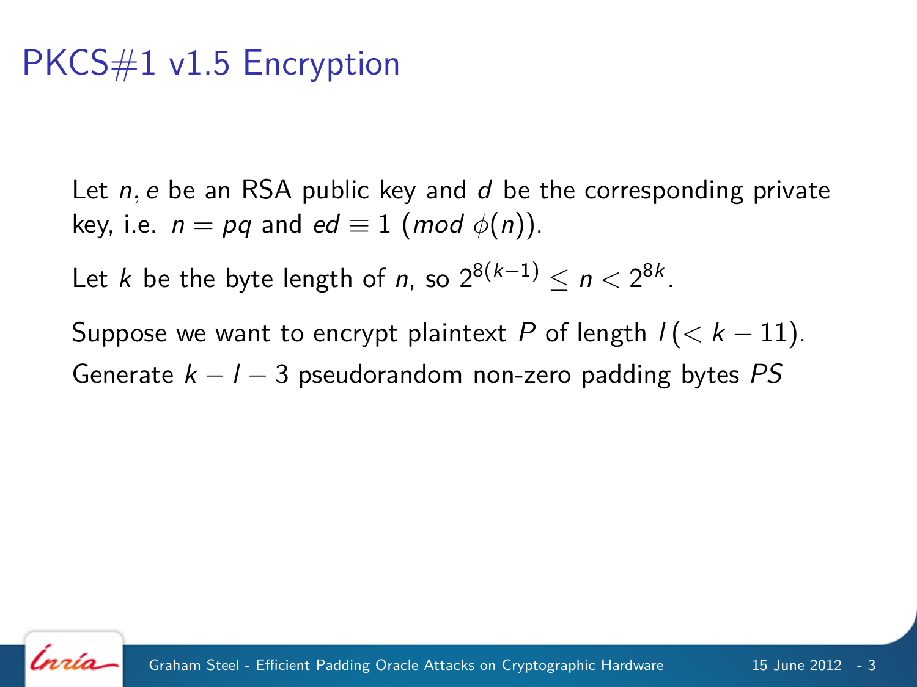# PKCS#1 v1.5 Encryption

Let $n, e$ be an RSA public key and $d$ be the corresponding private key, i.e. $n = pq$ and $ed \equiv 1 \ (mod \ \phi(n))$.

Let $k$ be the byte length of $n$, so $2^{8(k-1)} \leq n < 2^{8k}$.

Suppose we want to encrypt plaintext $P$ of length $l \, (< k - 11)$.

Generate $k - l - 3$ pseudorandom non-zero padding bytes $PS$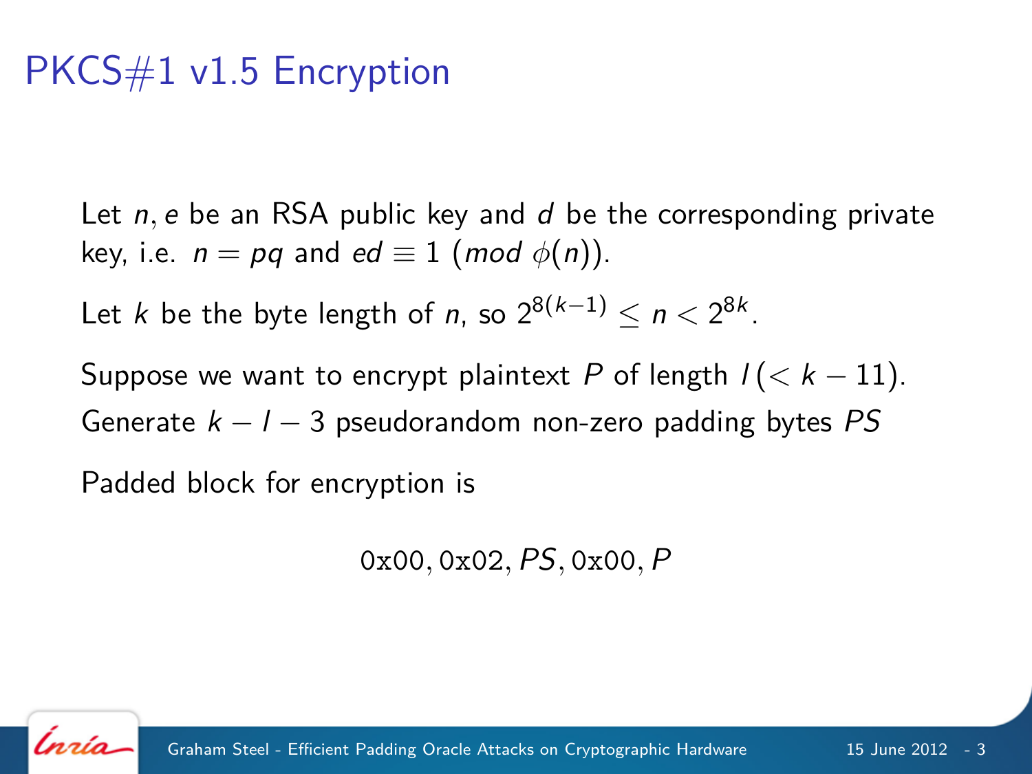# PKCS#1 v1.5 Encryption

Let $n, e$ be an RSA public key and $d$ be the corresponding private key, i.e. $n = pq$ and $ed \equiv 1 \ (mod \ \phi(n))$.

Let $k$ be the byte length of $n$, so $2^{8(k-1)} \leq n < 2^{8k}$.

Suppose we want to encrypt plaintext $P$ of length $l \, (< k - 11)$.

Generate $k - l - 3$ pseudorandom non-zero padding bytes $PS$

Padded block for encryption is

$$\mathtt{0x00}, \mathtt{0x02}, PS, \mathtt{0x00}, P$$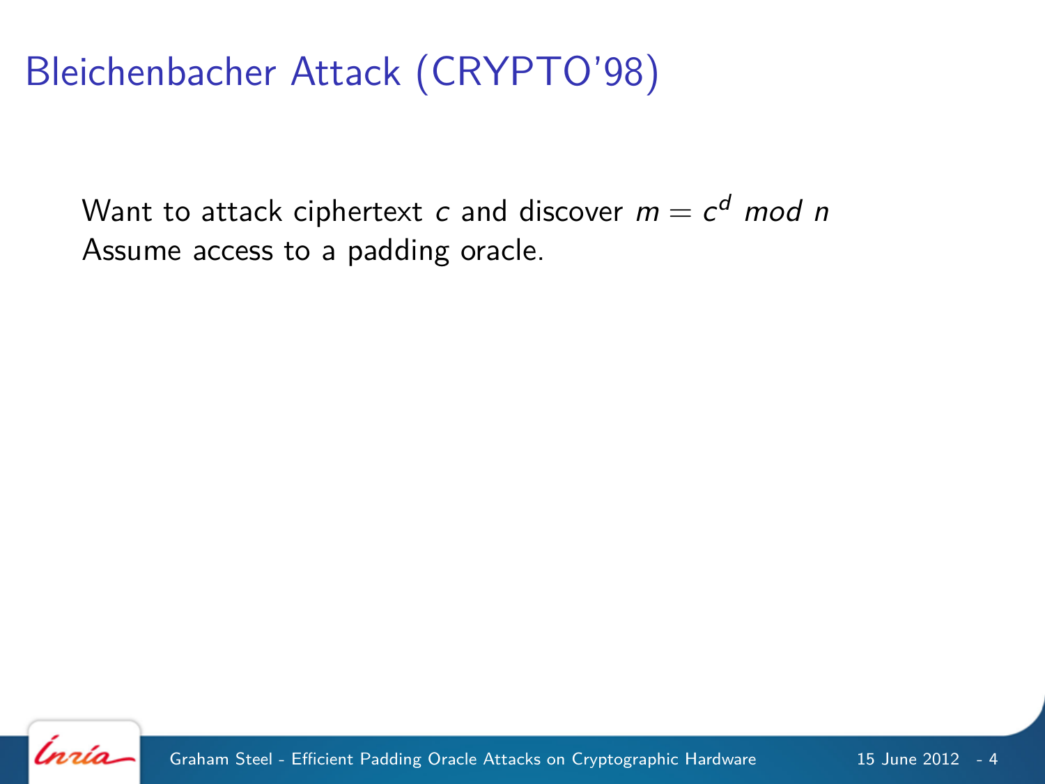# Bleichenbacher Attack (CRYPTO'98)

Want to attack ciphertext $c$ and discover $m = c^d \ mod \ n$
Assume access to a padding oracle.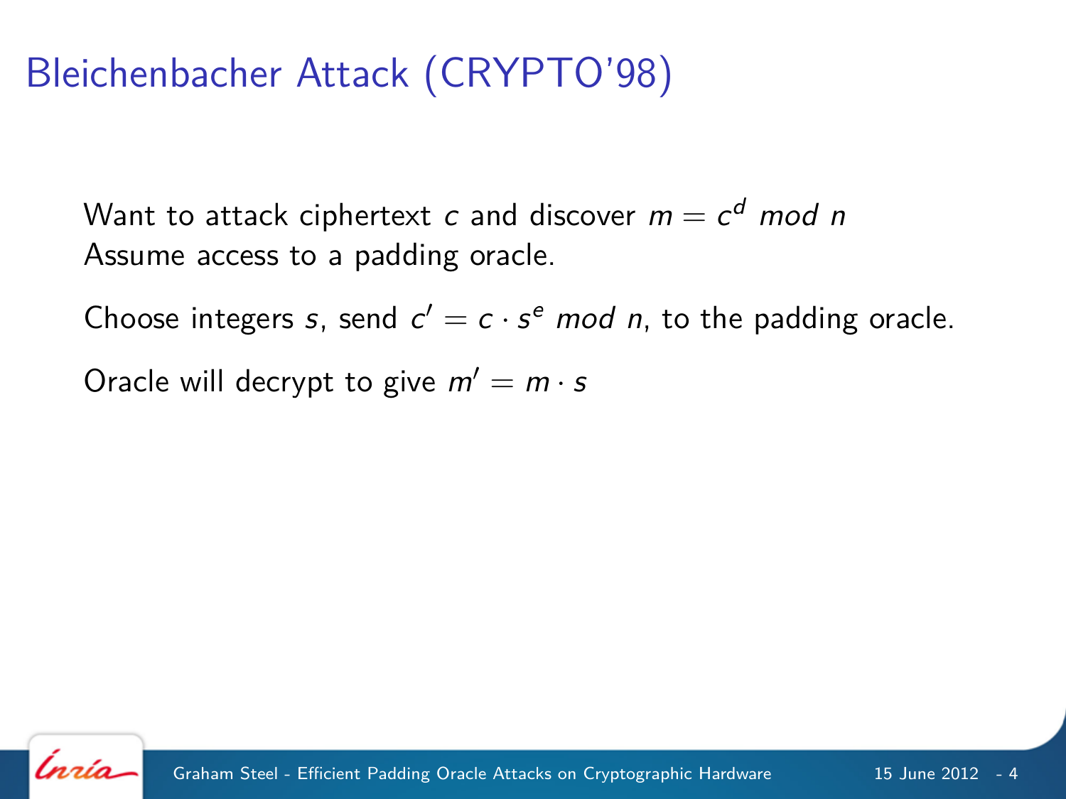# Bleichenbacher Attack (CRYPTO'98)

Want to attack ciphertext $c$ and discover $m = c^d \ mod \ n$
Assume access to a padding oracle.

Choose integers $s$, send $c' = c \cdot s^e \ mod \ n$, to the padding oracle.

Oracle will decrypt to give $m' = m \cdot s$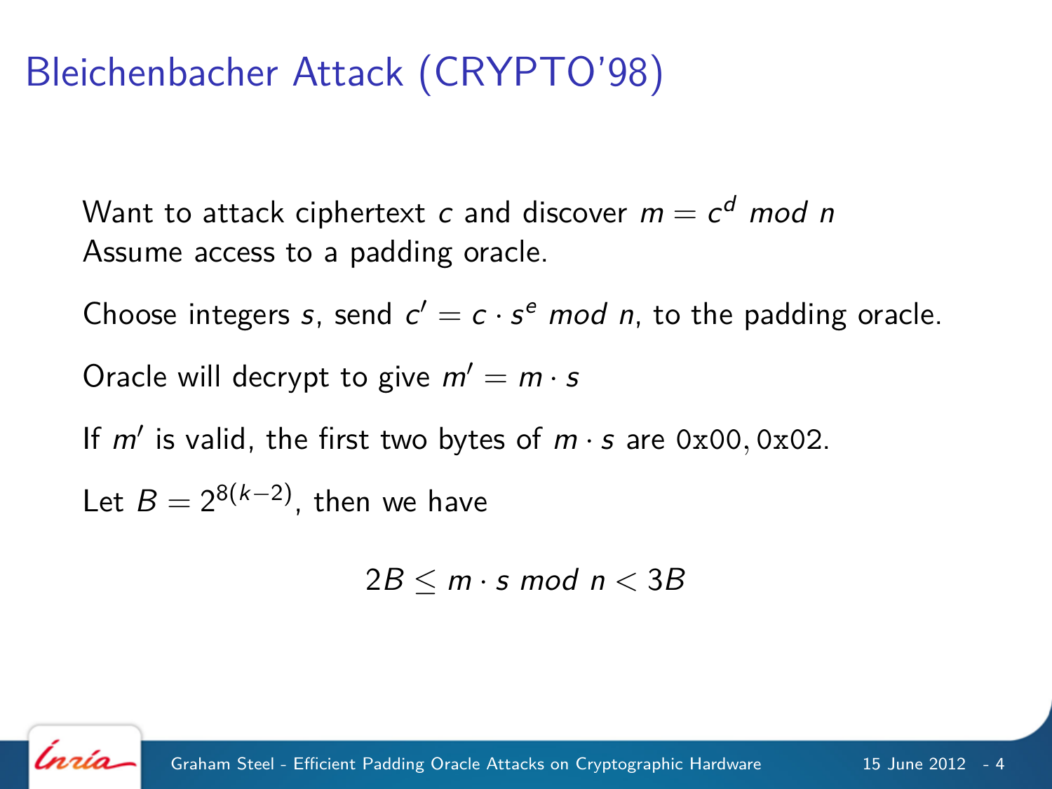# Bleichenbacher Attack (CRYPTO'98)

Want to attack ciphertext $c$ and discover $m = c^d \ mod\ n$
Assume access to a padding oracle.

Choose integers $s$, send $c' = c \cdot s^e \ mod\ n$, to the padding oracle.

Oracle will decrypt to give $m' = m \cdot s$

If $m'$ is valid, the first two bytes of $m \cdot s$ are $\mathtt{0x00}, \mathtt{0x02}$.

Let $B = 2^{8(k-2)}$, then we have

$$2B \leq m \cdot s \ mod\ n < 3B$$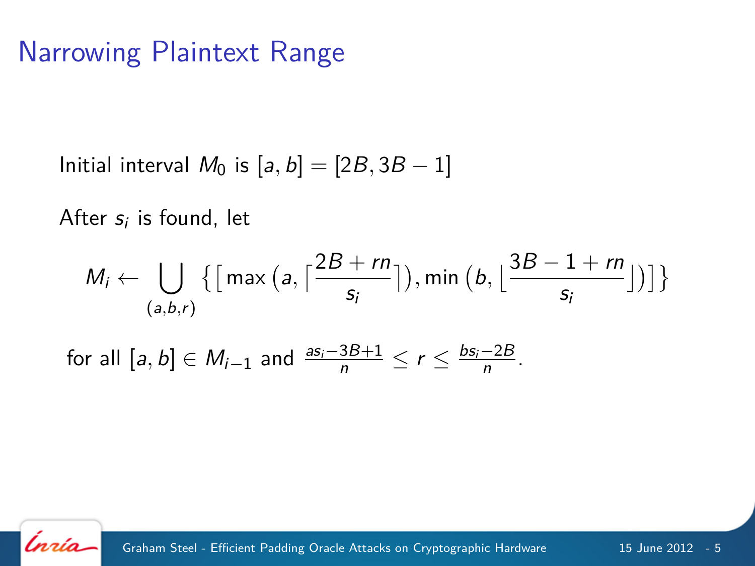# Narrowing Plaintext Range

Initial interval $M_0$ is $[a, b] = [2B, 3B - 1]$

After $s_i$ is found, let

$$M_i \leftarrow \bigcup_{(a,b,r)} \left\{ \left[ \max\left(a, \left\lceil \frac{2B + rn}{s_i} \right\rceil \right), \min\left(b, \left\lfloor \frac{3B - 1 + rn}{s_i} \right\rfloor \right) \right] \right\}$$

for all $[a, b] \in M_{i-1}$ and $\frac{as_i - 3B + 1}{n} \leq r \leq \frac{bs_i - 2B}{n}$.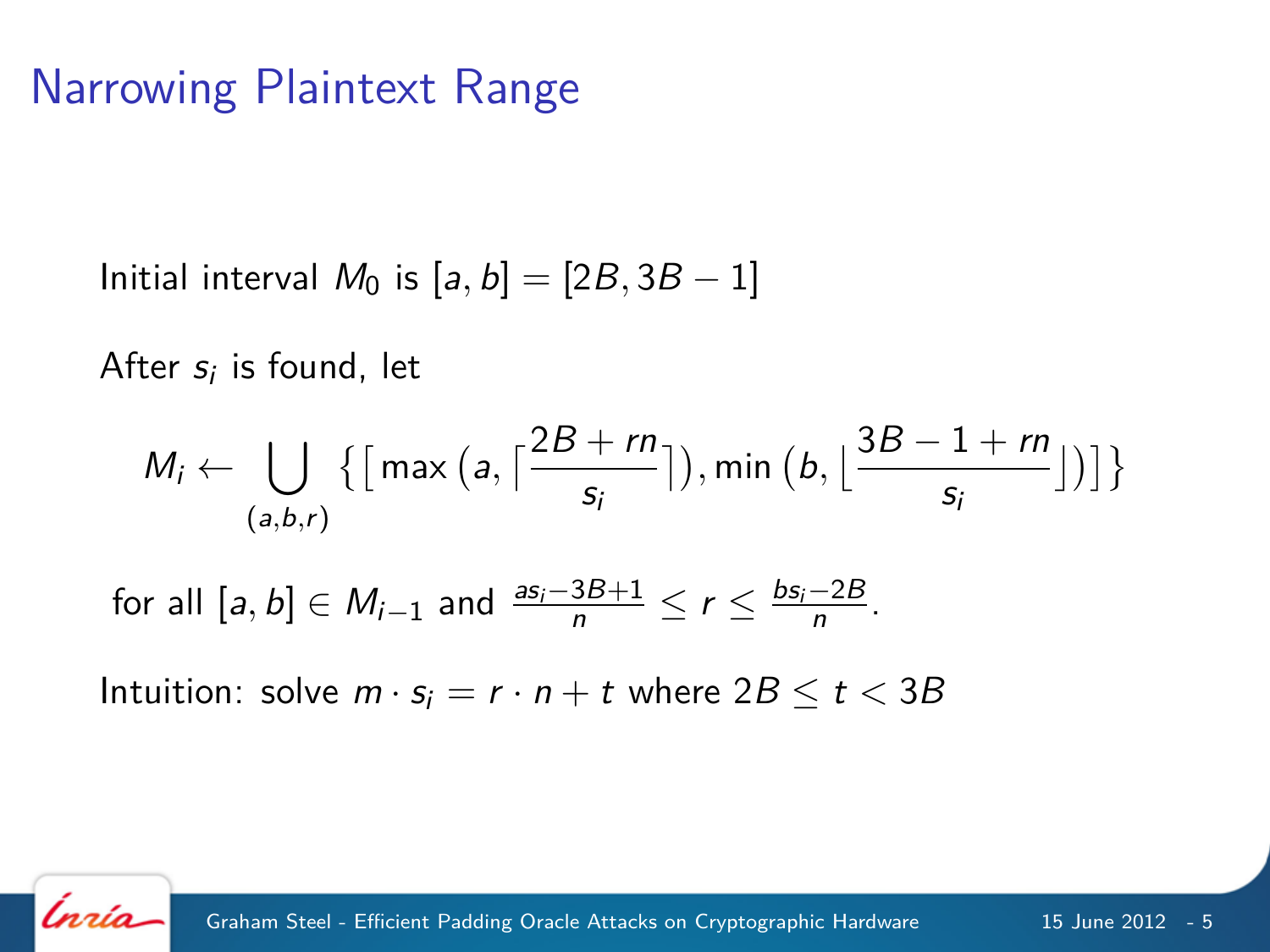# Narrowing Plaintext Range

Initial interval $M_0$ is $[a, b] = [2B, 3B - 1]$

After $s_i$ is found, let

$$M_i \leftarrow \bigcup_{(a,b,r)} \left\{ \left[ \max\left(a, \left\lceil \frac{2B + rn}{s_i} \right\rceil\right), \min\left(b, \left\lfloor \frac{3B - 1 + rn}{s_i} \right\rfloor\right) \right] \right\}$$

for all $[a, b] \in M_{i-1}$ and $\frac{as_i - 3B + 1}{n} \leq r \leq \frac{bs_i - 2B}{n}$.

Intuition: solve $m \cdot s_i = r \cdot n + t$ where $2B \leq t < 3B$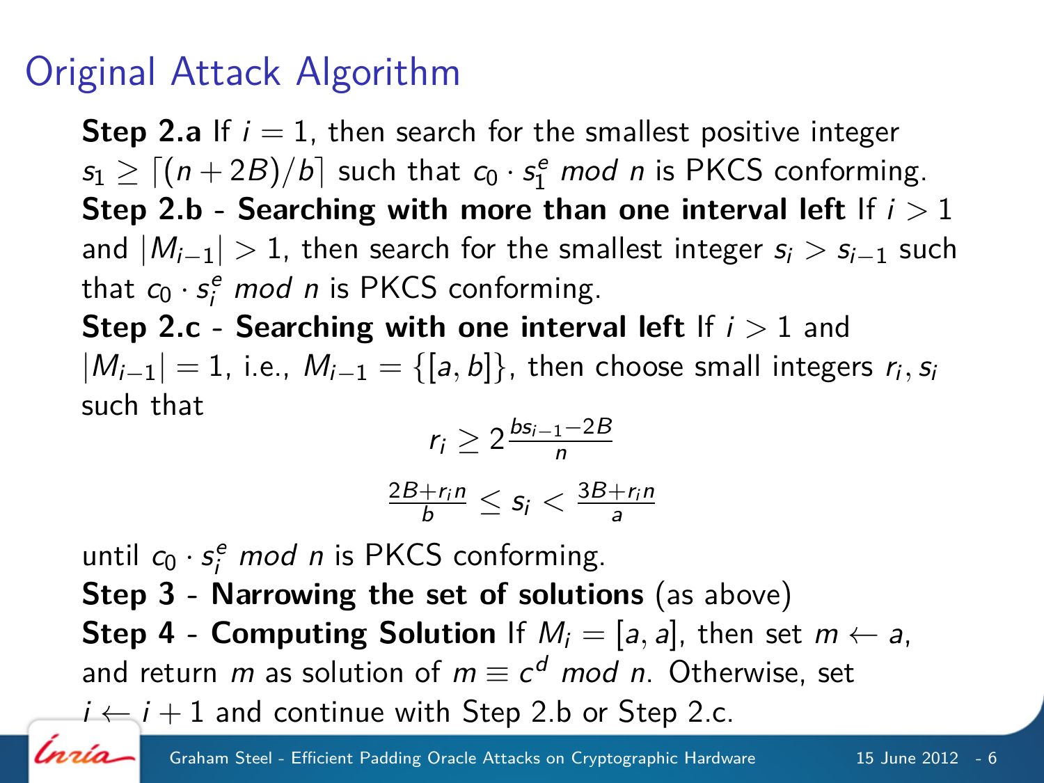# Original Attack Algorithm

**Step 2.a** If $i = 1$, then search for the smallest positive integer $s_1 \geq \lceil (n + 2B)/b \rceil$ such that $c_0 \cdot s_1^e \ mod \ n$ is PKCS conforming.

**Step 2.b - Searching with more than one interval left** If $i > 1$ and $|M_{i-1}| > 1$, then search for the smallest integer $s_i > s_{i-1}$ such that $c_0 \cdot s_i^e \ mod \ n$ is PKCS conforming.

**Step 2.c - Searching with one interval left** If $i > 1$ and $|M_{i-1}| = 1$, i.e., $M_{i-1} = \{[a, b]\}$, then choose small integers $r_i, s_i$ such that

$$r_i \geq 2\frac{bs_{i-1} - 2B}{n}$$

$$\frac{2B + r_i n}{b} \leq s_i < \frac{3B + r_i n}{a}$$

until $c_0 \cdot s_i^e \ mod \ n$ is PKCS conforming.

**Step 3 - Narrowing the set of solutions** (as above)

**Step 4 - Computing Solution** If $M_i = [a, a]$, then set $m \leftarrow a$, and return $m$ as solution of $m \equiv c^d \ mod \ n$. Otherwise, set $i \leftarrow i + 1$ and continue with Step 2.b or Step 2.c.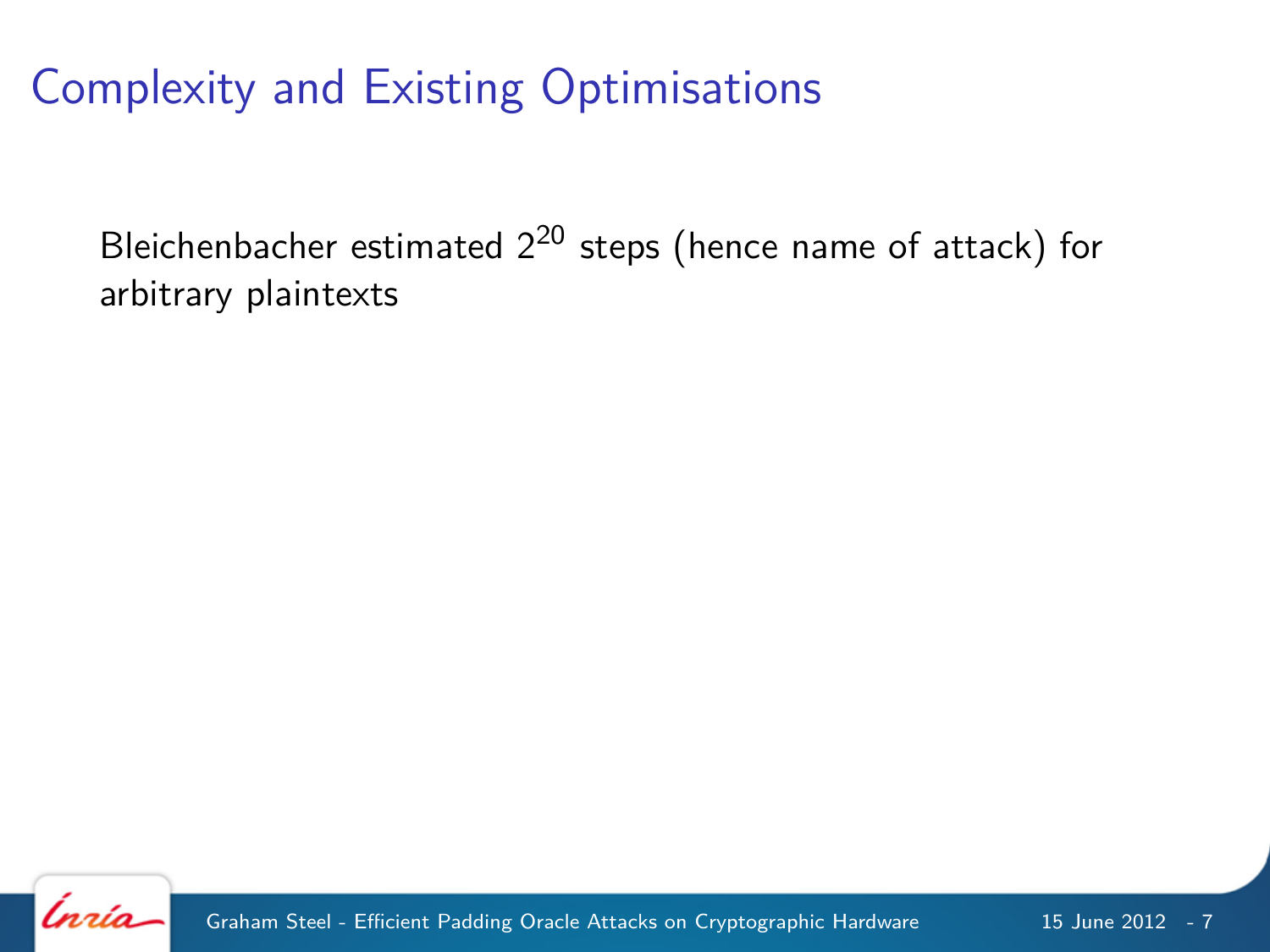# Complexity and Existing Optimisations

Bleichenbacher estimated $2^{20}$ steps (hence name of attack) for arbitrary plaintexts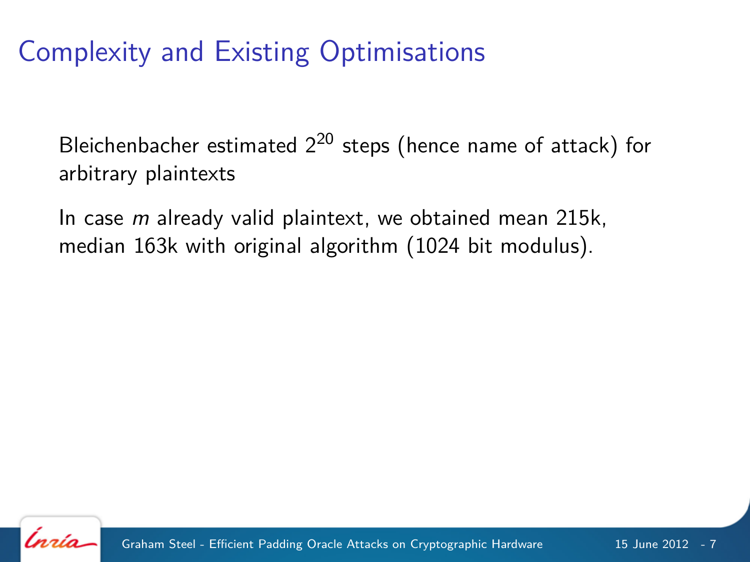# Complexity and Existing Optimisations

Bleichenbacher estimated $2^{20}$ steps (hence name of attack) for arbitrary plaintexts

In case $m$ already valid plaintext, we obtained mean 215k, median 163k with original algorithm (1024 bit modulus).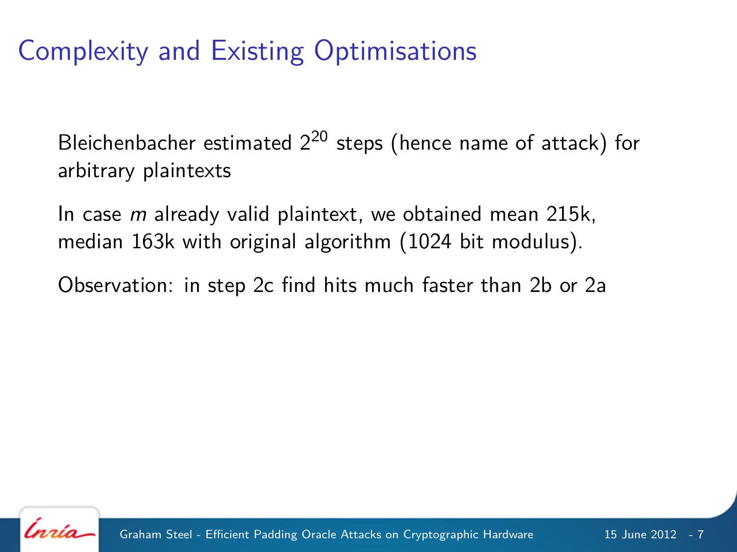# Complexity and Existing Optimisations

Bleichenbacher estimated $2^{20}$ steps (hence name of attack) for arbitrary plaintexts

In case *m* already valid plaintext, we obtained mean 215k, median 163k with original algorithm (1024 bit modulus).

Observation: in step 2c find hits much faster than 2b or 2a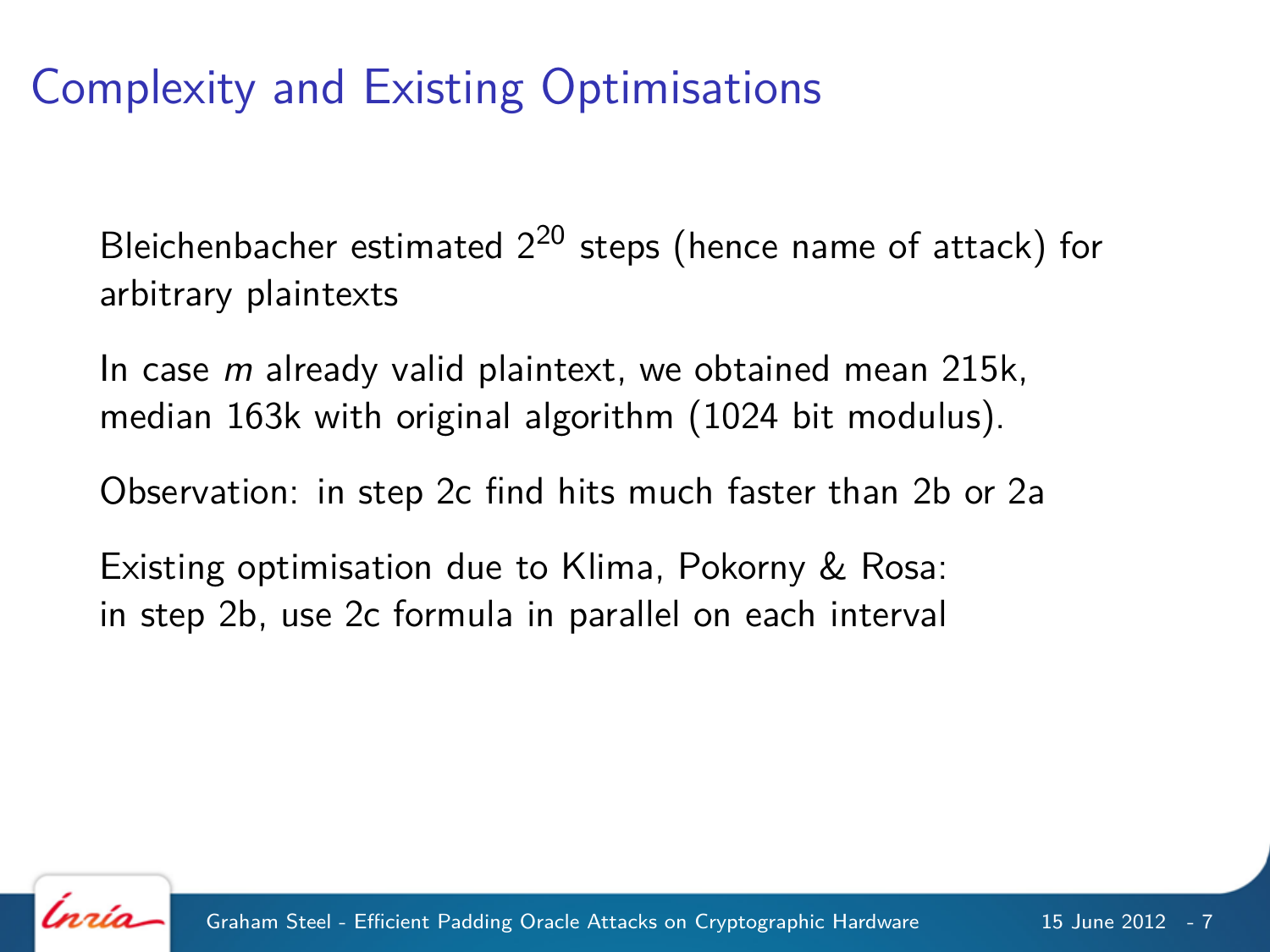# Complexity and Existing Optimisations

Bleichenbacher estimated $2^{20}$ steps (hence name of attack) for arbitrary plaintexts

In case $m$ already valid plaintext, we obtained mean 215k, median 163k with original algorithm (1024 bit modulus).

Observation: in step 2c find hits much faster than 2b or 2a

Existing optimisation due to Klima, Pokorny & Rosa:
in step 2b, use 2c formula in parallel on each interval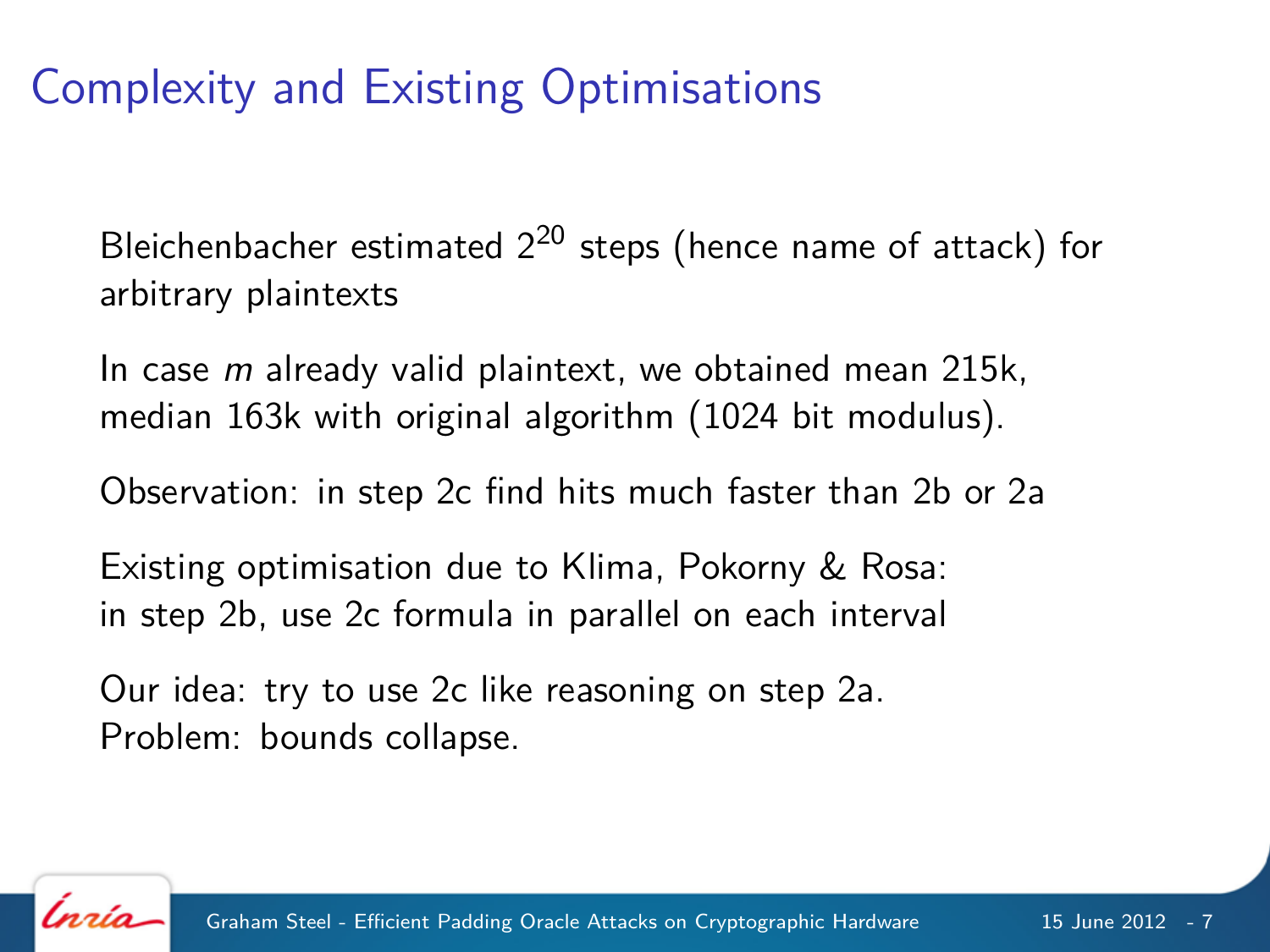# Complexity and Existing Optimisations

Bleichenbacher estimated $2^{20}$ steps (hence name of attack) for arbitrary plaintexts

In case *m* already valid plaintext, we obtained mean 215k, median 163k with original algorithm (1024 bit modulus).

Observation: in step 2c find hits much faster than 2b or 2a

Existing optimisation due to Klima, Pokorny & Rosa: in step 2b, use 2c formula in parallel on each interval

Our idea: try to use 2c like reasoning on step 2a.
Problem: bounds collapse.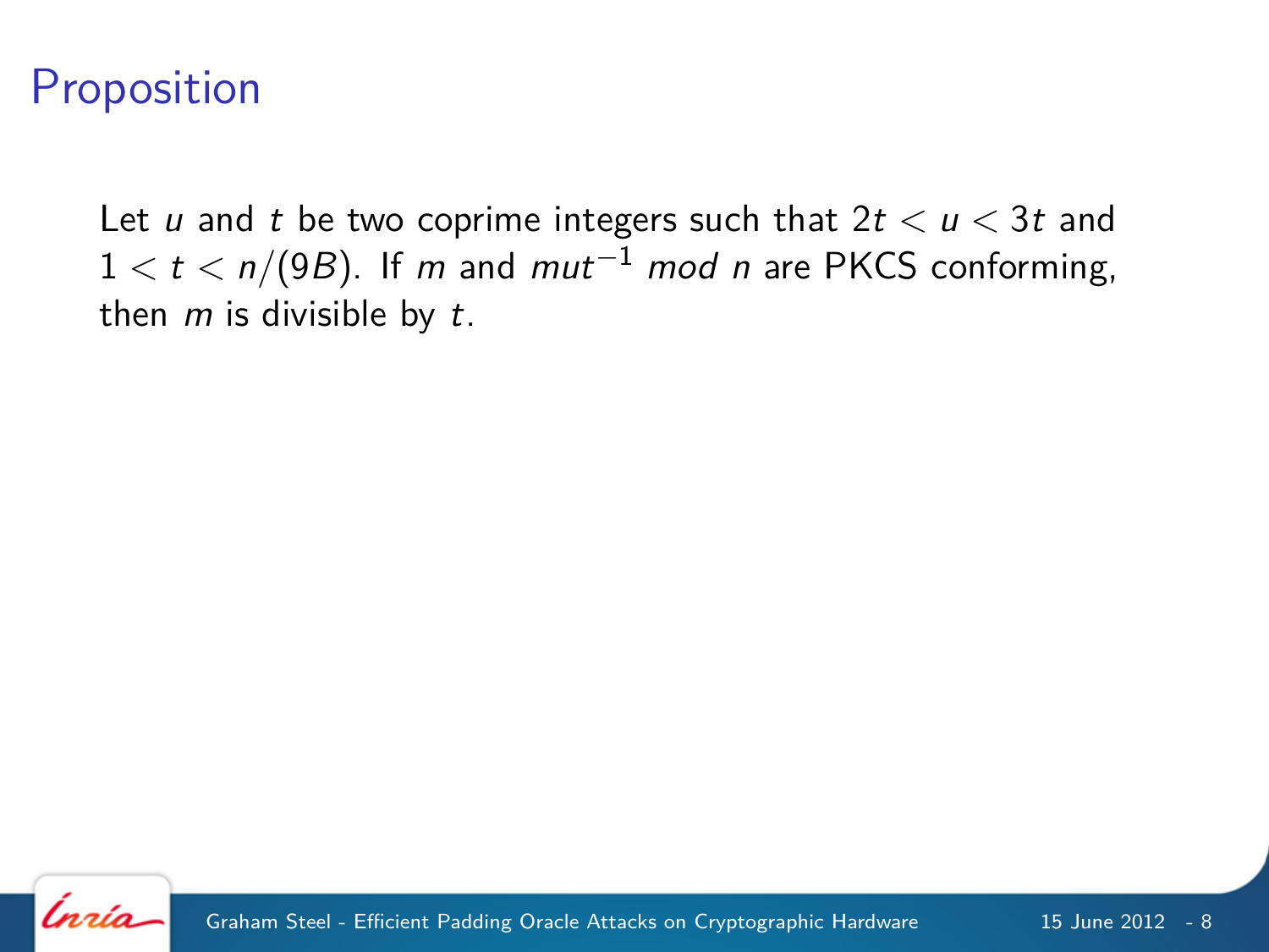# Proposition

Let $u$ and $t$ be two coprime integers such that $2t < u < 3t$ and $1 < t < n/(9B)$. If $m$ and $mut^{-1}$ $mod$ $n$ are PKCS conforming, then $m$ is divisible by $t$.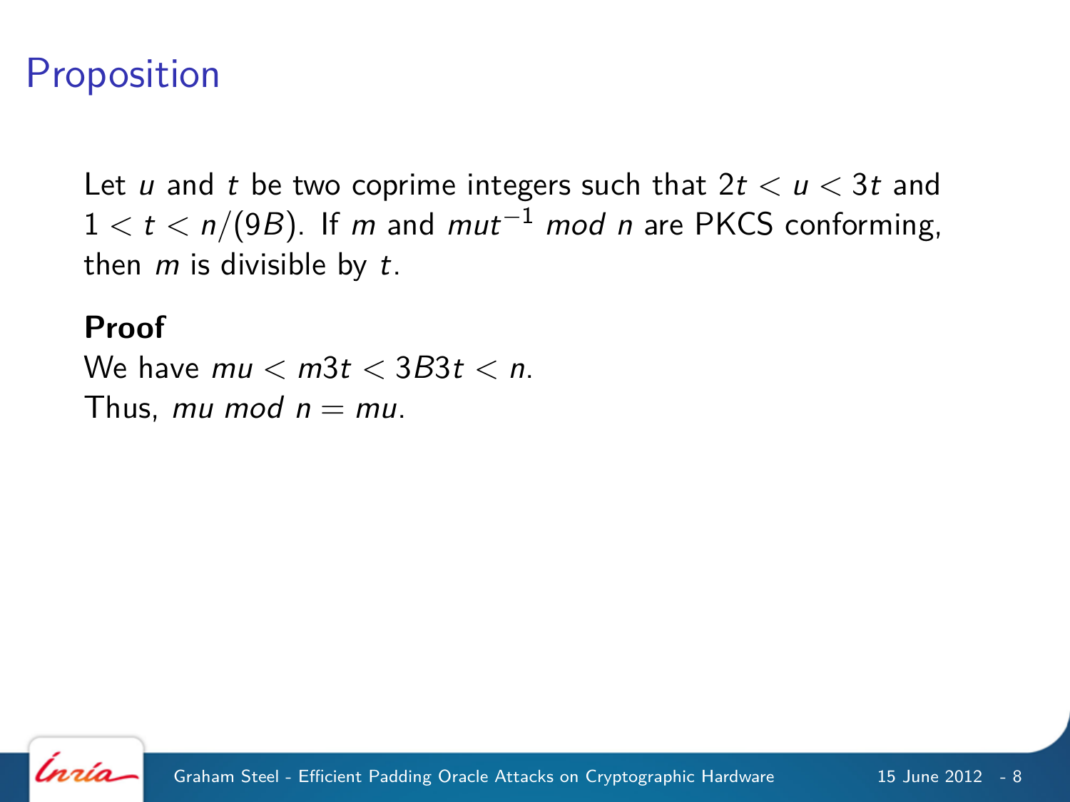# Proposition

Let $u$ and $t$ be two coprime integers such that $2t < u < 3t$ and $1 < t < n/(9B)$. If $m$ and $mut^{-1}$ $mod$ $n$ are PKCS conforming, then $m$ is divisible by $t$.

**Proof**

We have $mu < m3t < 3B3t < n$.

Thus, $mu \ mod \ n = mu$.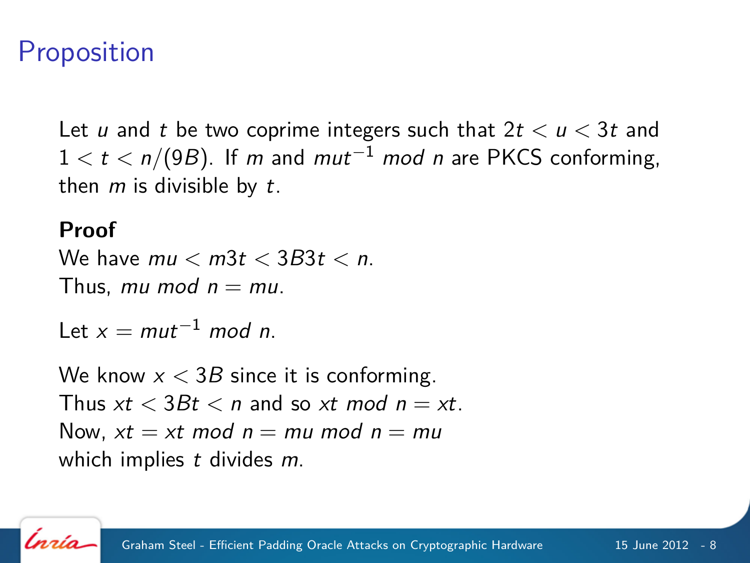# Proposition

Let $u$ and $t$ be two coprime integers such that $2t < u < 3t$ and $1 < t < n/(9B)$. If $m$ and $mut^{-1}$ *mod* $n$ are PKCS conforming, then $m$ is divisible by $t$.

**Proof**

We have $mu < m3t < 3B3t < n$.
Thus, $mu$ *mod* $n = mu$.

Let $x = mut^{-1}$ *mod* $n$.

We know $x < 3B$ since it is conforming.
Thus $xt < 3Bt < n$ and so $xt$ *mod* $n = xt$.
Now, $xt = xt$ *mod* $n = mu$ *mod* $n = mu$
which implies $t$ divides $m$.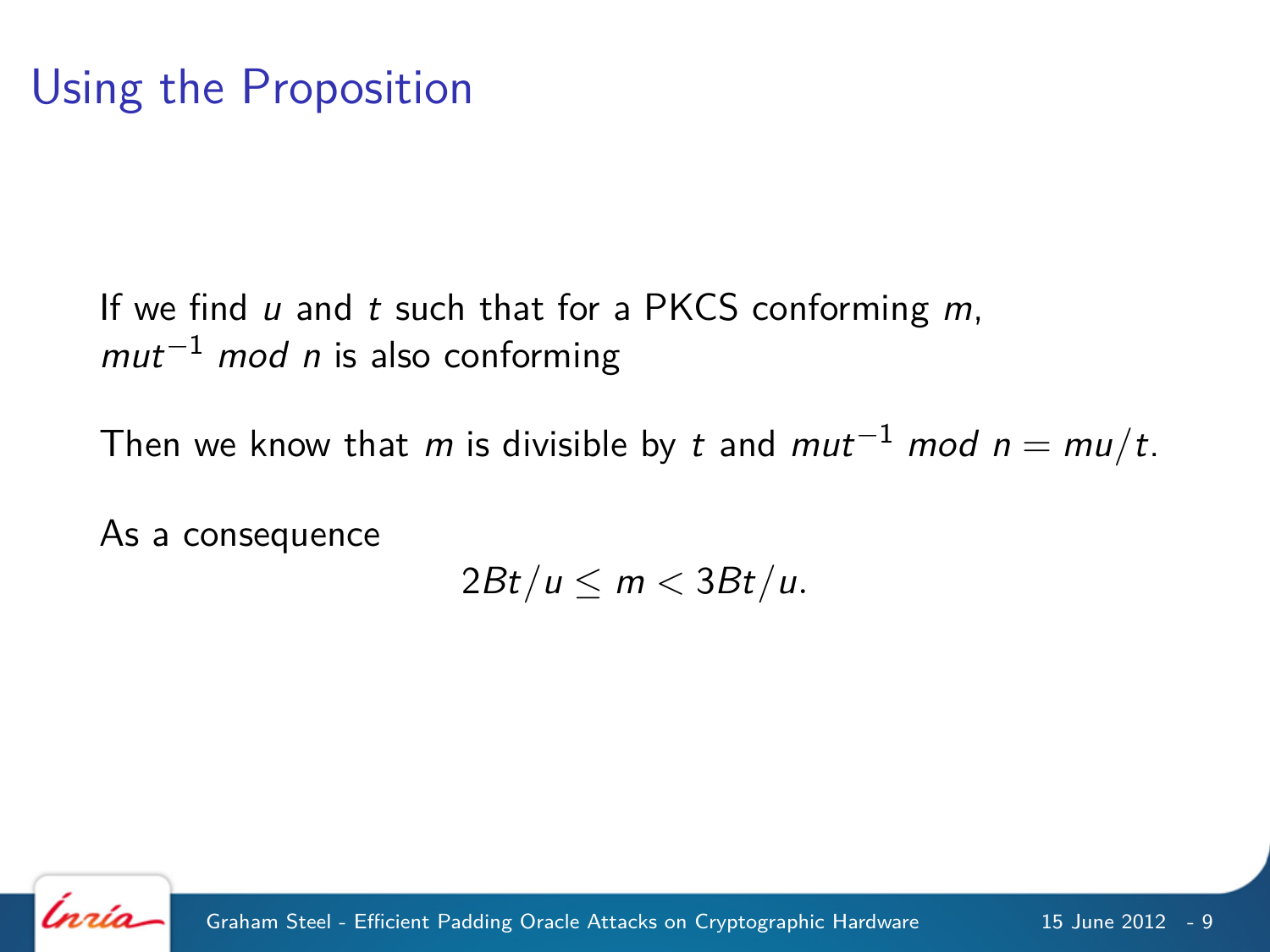# Using the Proposition

If we find $u$ and $t$ such that for a PKCS conforming $m$, $mut^{-1}$ *mod* $n$ is also conforming

Then we know that $m$ is divisible by $t$ and $mut^{-1}$ *mod* $n = mu/t$.

As a consequence

$$2Bt/u \leq m < 3Bt/u.$$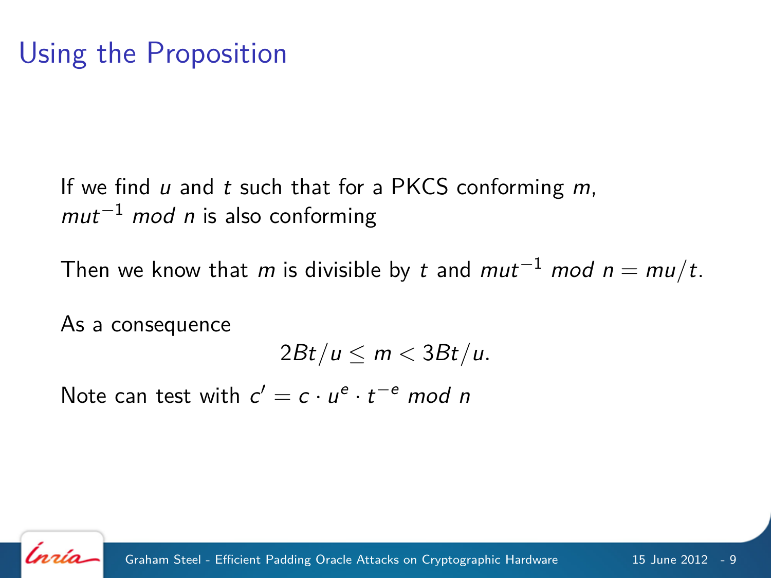# Using the Proposition

If we find $u$ and $t$ such that for a PKCS conforming $m$, $mut^{-1}$ $mod$ $n$ is also conforming

Then we know that $m$ is divisible by $t$ and $mut^{-1}$ $mod$ $n = mu/t$.

As a consequence

$$2Bt/u \leq m < 3Bt/u.$$

Note can test with $c' = c \cdot u^e \cdot t^{-e}$ $mod$ $n$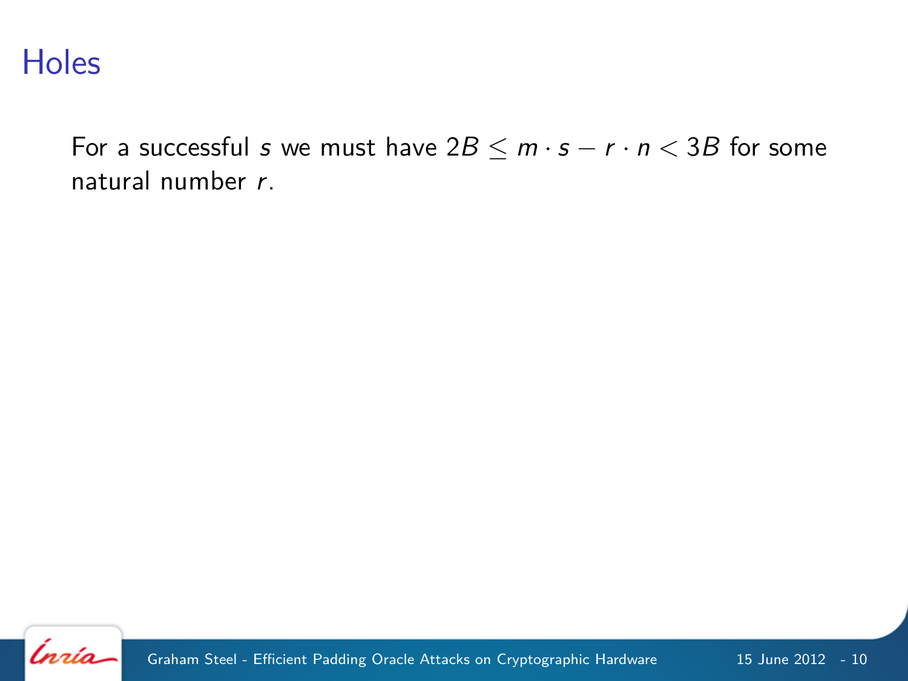# Holes

For a successful $s$ we must have $2B \leq m \cdot s - r \cdot n < 3B$ for some natural number $r$.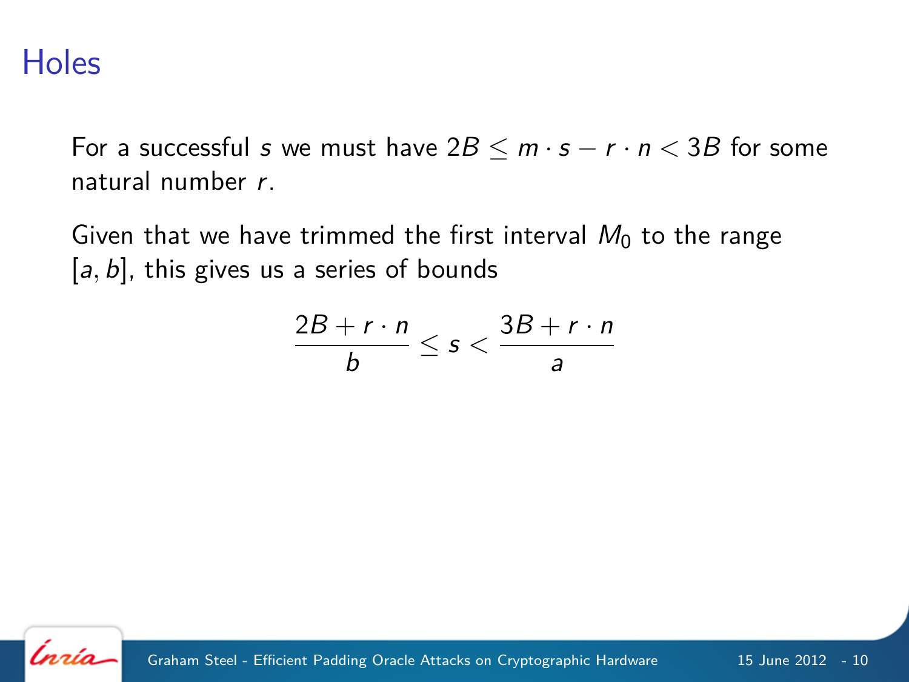# Holes

For a successful $s$ we must have $2B \leq m \cdot s - r \cdot n < 3B$ for some natural number $r$.

Given that we have trimmed the first interval $M_0$ to the range $[a, b]$, this gives us a series of bounds

$$\frac{2B + r \cdot n}{b} \leq s < \frac{3B + r \cdot n}{a}$$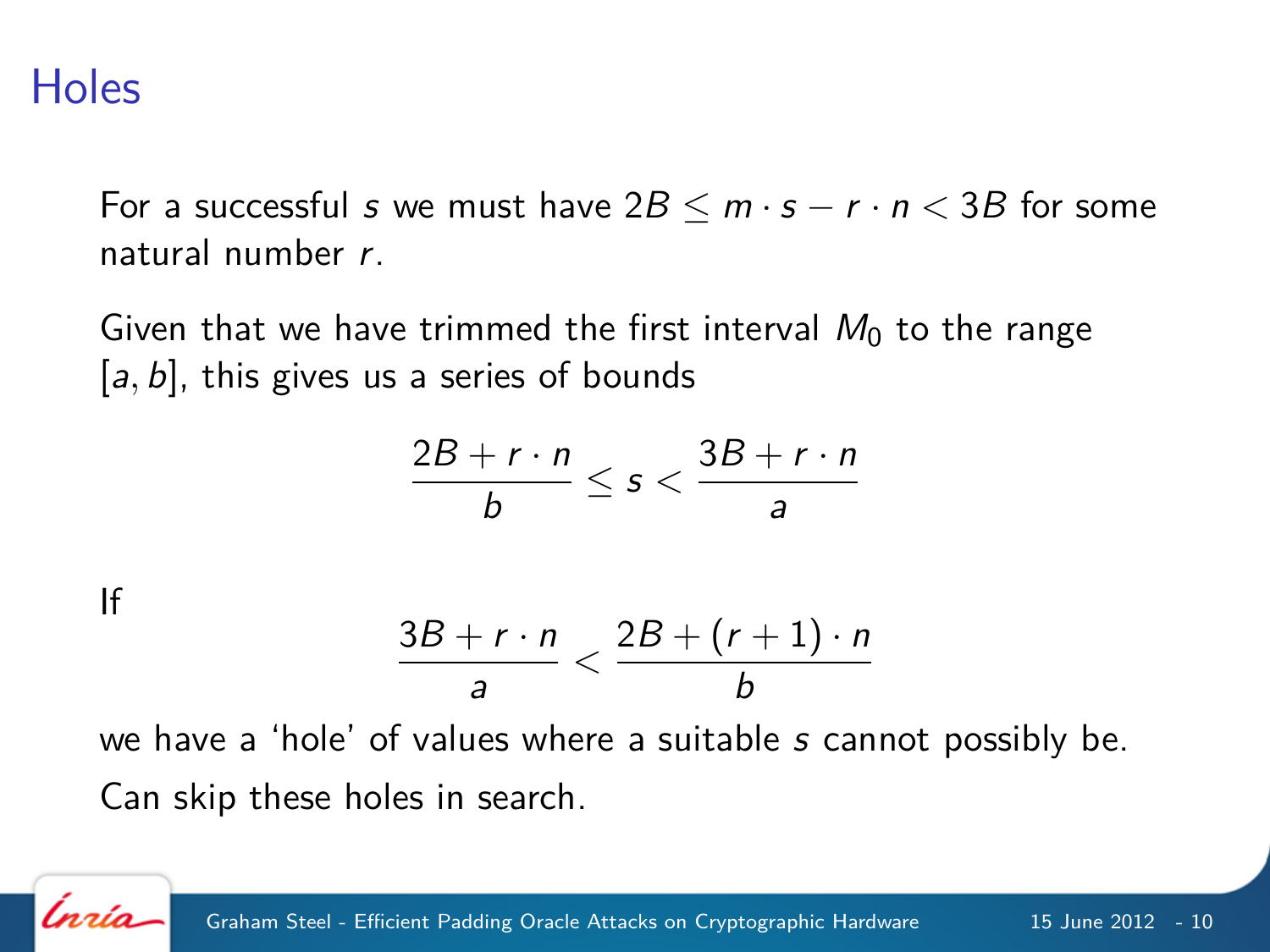# Holes

For a successful $s$ we must have $2B \leq m \cdot s - r \cdot n < 3B$ for some natural number $r$.

Given that we have trimmed the first interval $M_0$ to the range $[a, b]$, this gives us a series of bounds

$$\frac{2B + r \cdot n}{b} \leq s < \frac{3B + r \cdot n}{a}$$

If

$$\frac{3B + r \cdot n}{a} < \frac{2B + (r+1) \cdot n}{b}$$

we have a 'hole' of values where a suitable $s$ cannot possibly be.

Can skip these holes in search.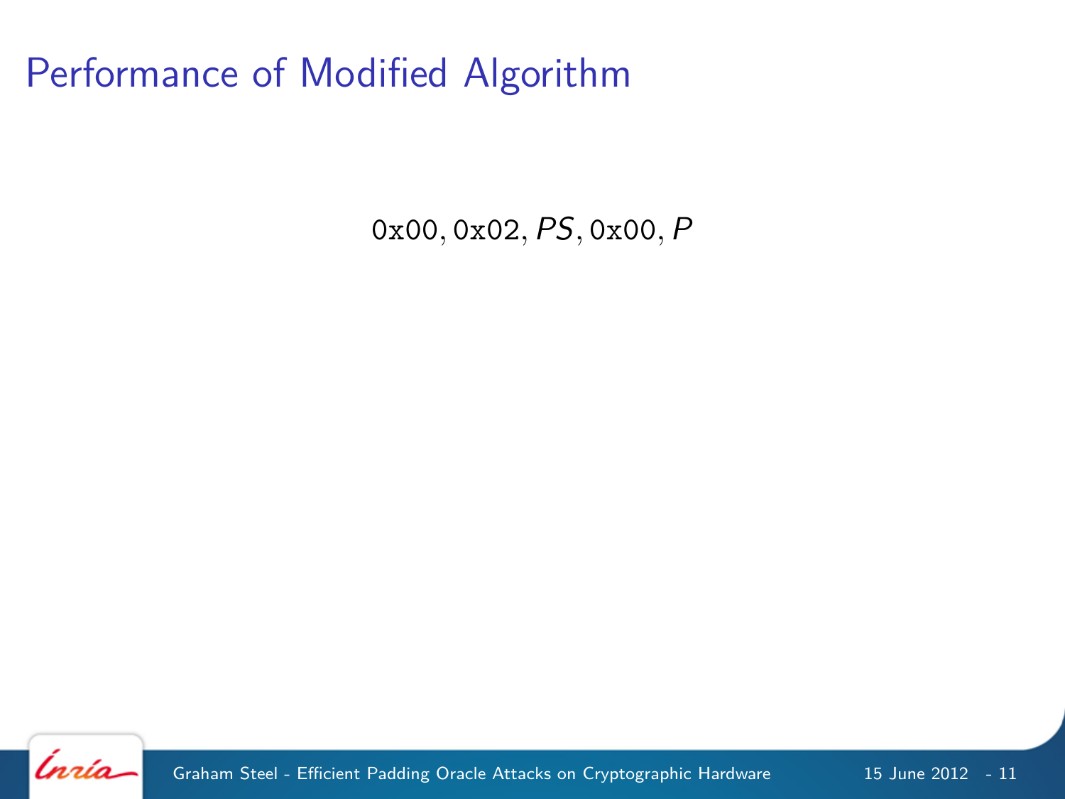# Performance of Modified Algorithm

$$\texttt{0x00}, \texttt{0x02}, PS, \texttt{0x00}, P$$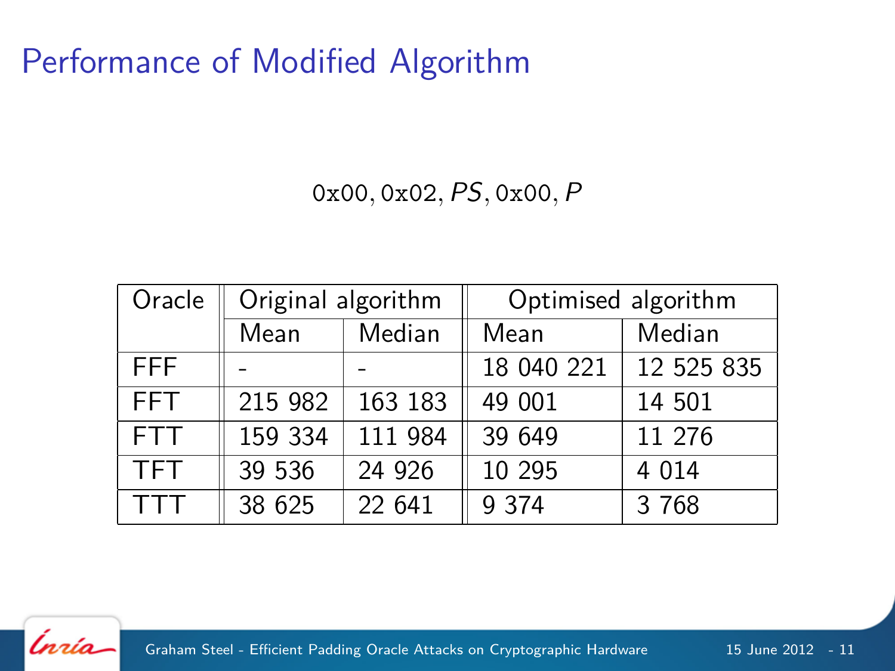# Performance of Modified Algorithm

$\texttt{0x00}, \texttt{0x02}, PS, \texttt{0x00}, P$

| Oracle | Original algorithm | | Optimised algorithm | |
|---|---|---|---|---|
| | Mean | Median | Mean | Median |
| FFF | - | - | 18 040 221 | 12 525 835 |
| FFT | 215 982 | 163 183 | 49 001 | 14 501 |
| FTT | 159 334 | 111 984 | 39 649 | 11 276 |
| TFT | 39 536 | 24 926 | 10 295 | 4 014 |
| TTT | 38 625 | 22 641 | 9 374 | 3 768 |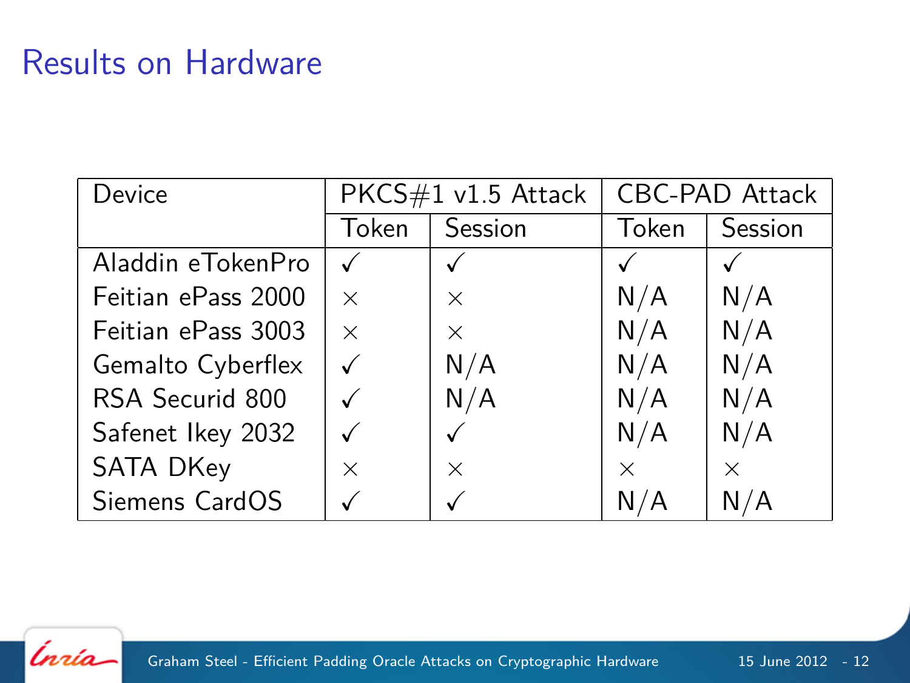# Results on Hardware

| Device | PKCS#1 v1.5 Attack | | CBC-PAD Attack | |
|---|---|---|---|---|
| | Token | Session | Token | Session |
| Aladdin eTokenPro | ✓ | ✓ | ✓ | ✓ |
| Feitian ePass 2000 | × | × | N/A | N/A |
| Feitian ePass 3003 | × | × | N/A | N/A |
| Gemalto Cyberflex | ✓ | N/A | N/A | N/A |
| RSA Securid 800 | ✓ | N/A | N/A | N/A |
| Safenet Ikey 2032 | ✓ | ✓ | N/A | N/A |
| SATA DKey | × | × | × | × |
| Siemens CardOS | ✓ | ✓ | N/A | N/A |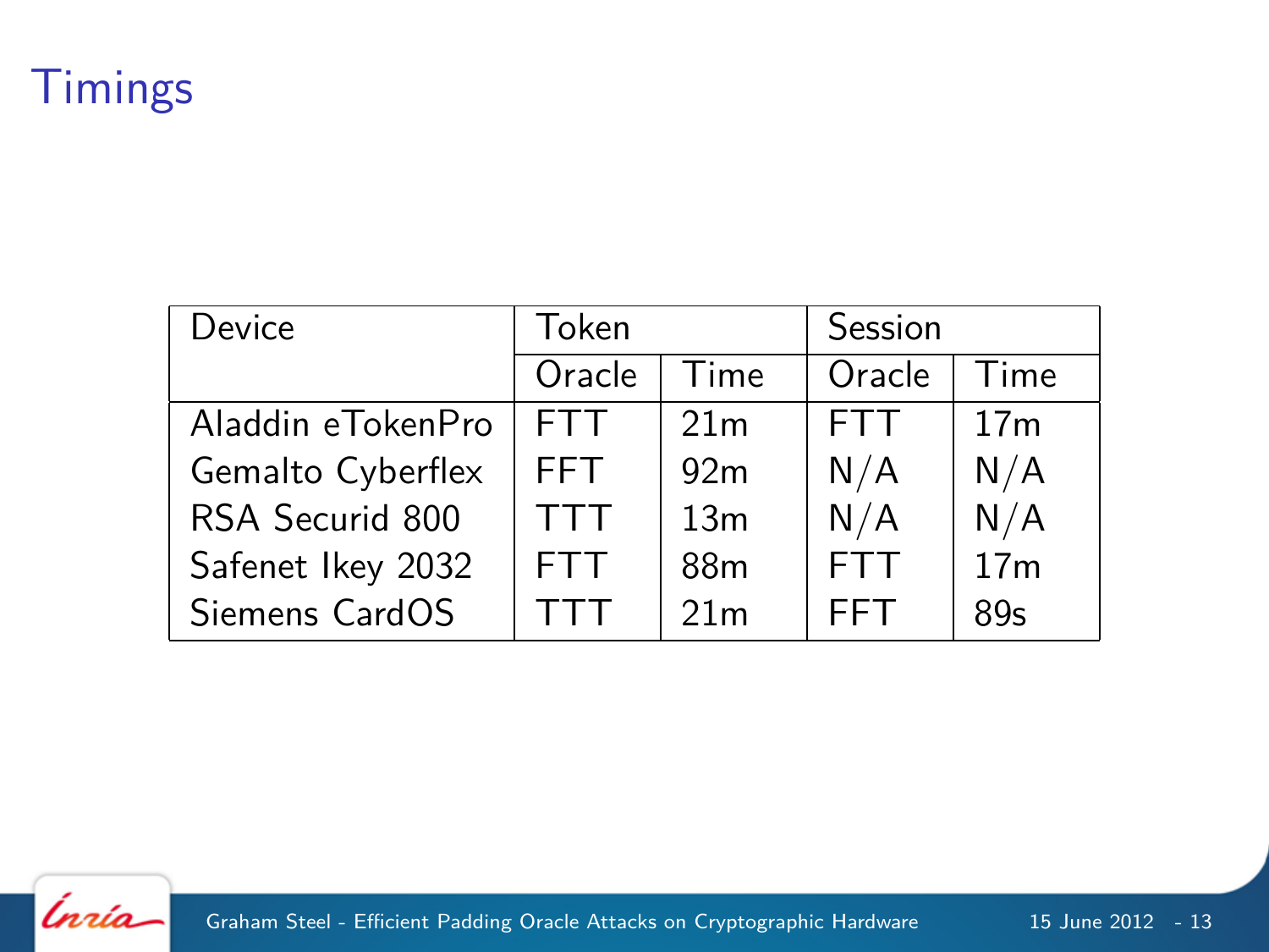# Timings

| Device | Token | | Session | |
|---|---|---|---|---|
| | Oracle | Time | Oracle | Time |
| Aladdin eTokenPro | FTT | 21m | FTT | 17m |
| Gemalto Cyberflex | FFT | 92m | N/A | N/A |
| RSA Securid 800 | TTT | 13m | N/A | N/A |
| Safenet Ikey 2032 | FTT | 88m | FTT | 17m |
| Siemens CardOS | TTT | 21m | FFT | 89s |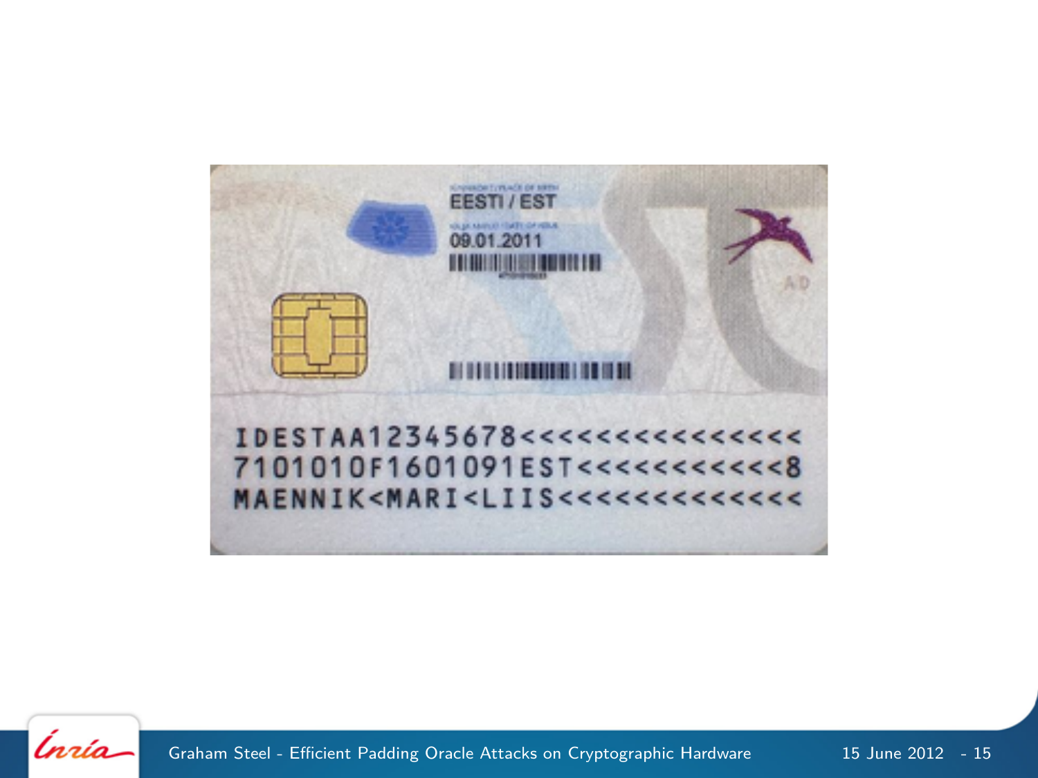EESTI / EST

09.01.2011

```
IDESTAA12345678<<<<<<<<<<<<<<<<
7101010F1601091EST<<<<<<<<<<<8
MAENNIK<MARI<LIIS<<<<<<<<<<<<<<
```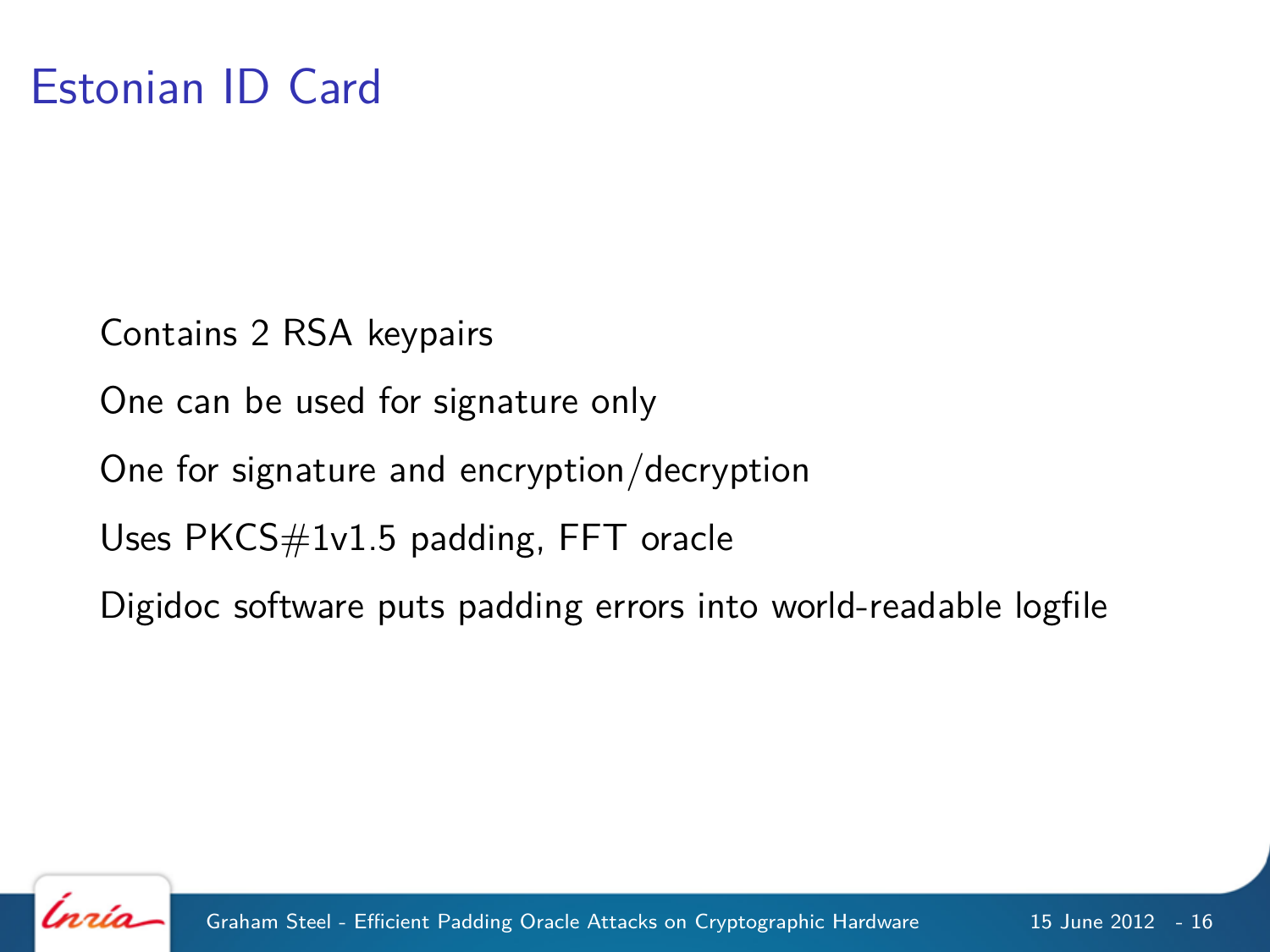# Estonian ID Card

Contains 2 RSA keypairs

One can be used for signature only

One for signature and encryption/decryption

Uses PKCS#1v1.5 padding, FFT oracle

Digidoc software puts padding errors into world-readable logfile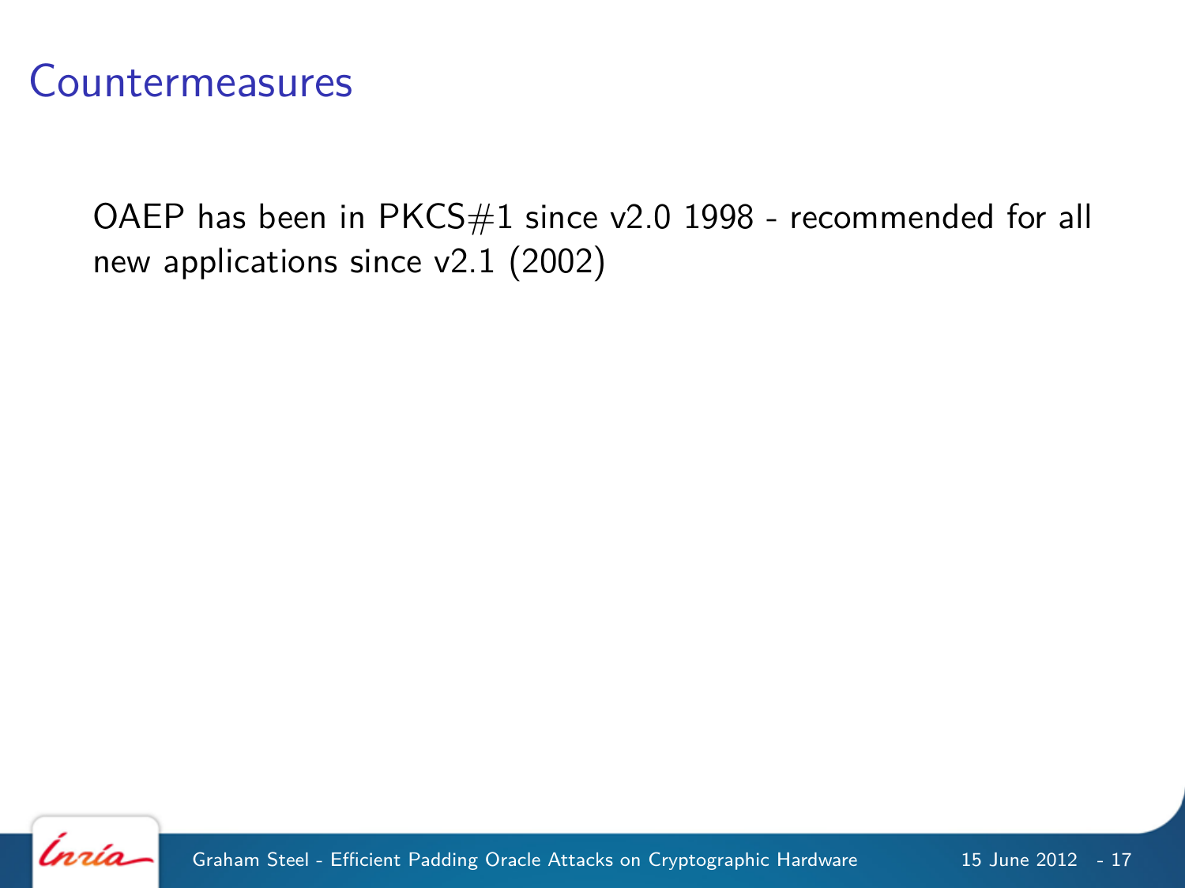# Countermeasures

OAEP has been in PKCS#1 since v2.0 1998 - recommended for all new applications since v2.1 (2002)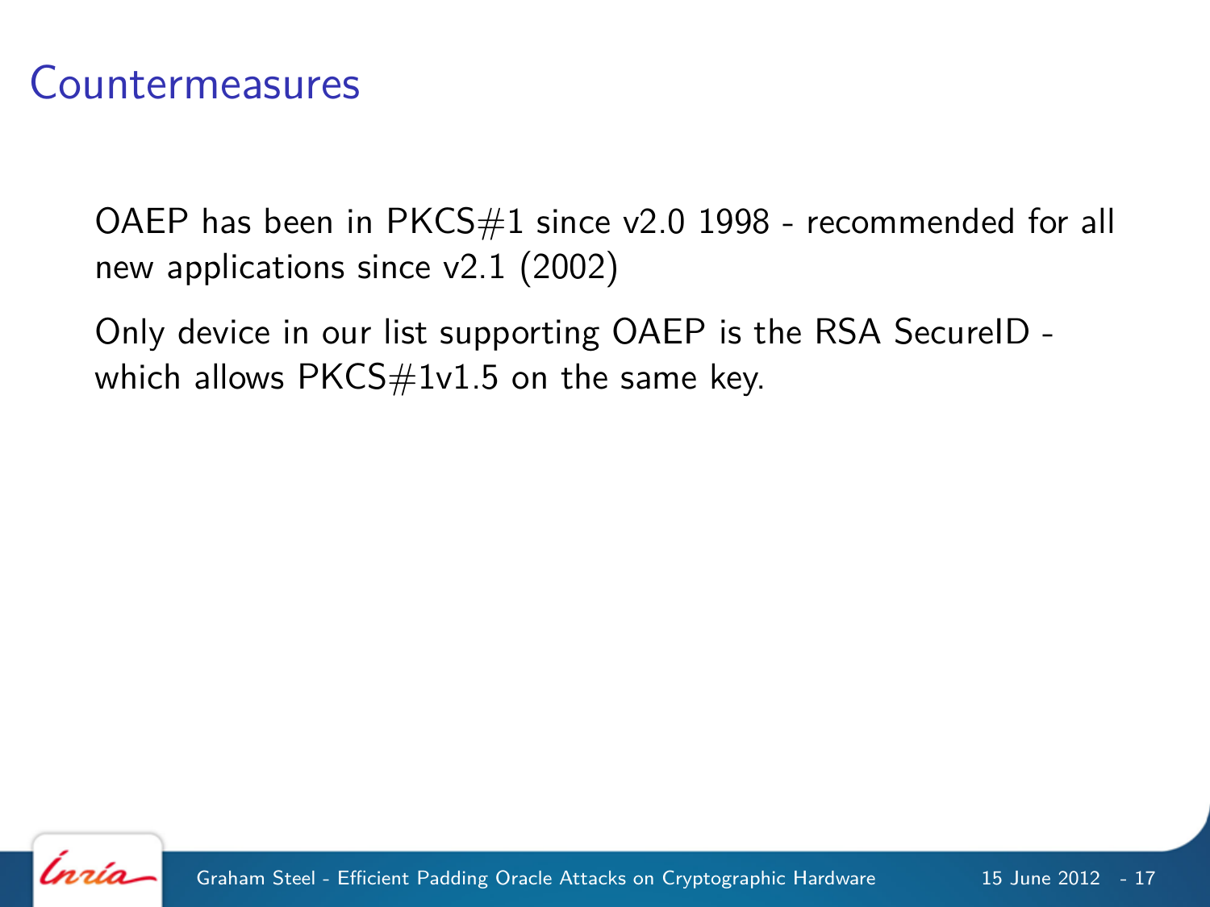# Countermeasures

OAEP has been in PKCS#1 since v2.0 1998 - recommended for all new applications since v2.1 (2002)

Only device in our list supporting OAEP is the RSA SecureID - which allows PKCS#1v1.5 on the same key.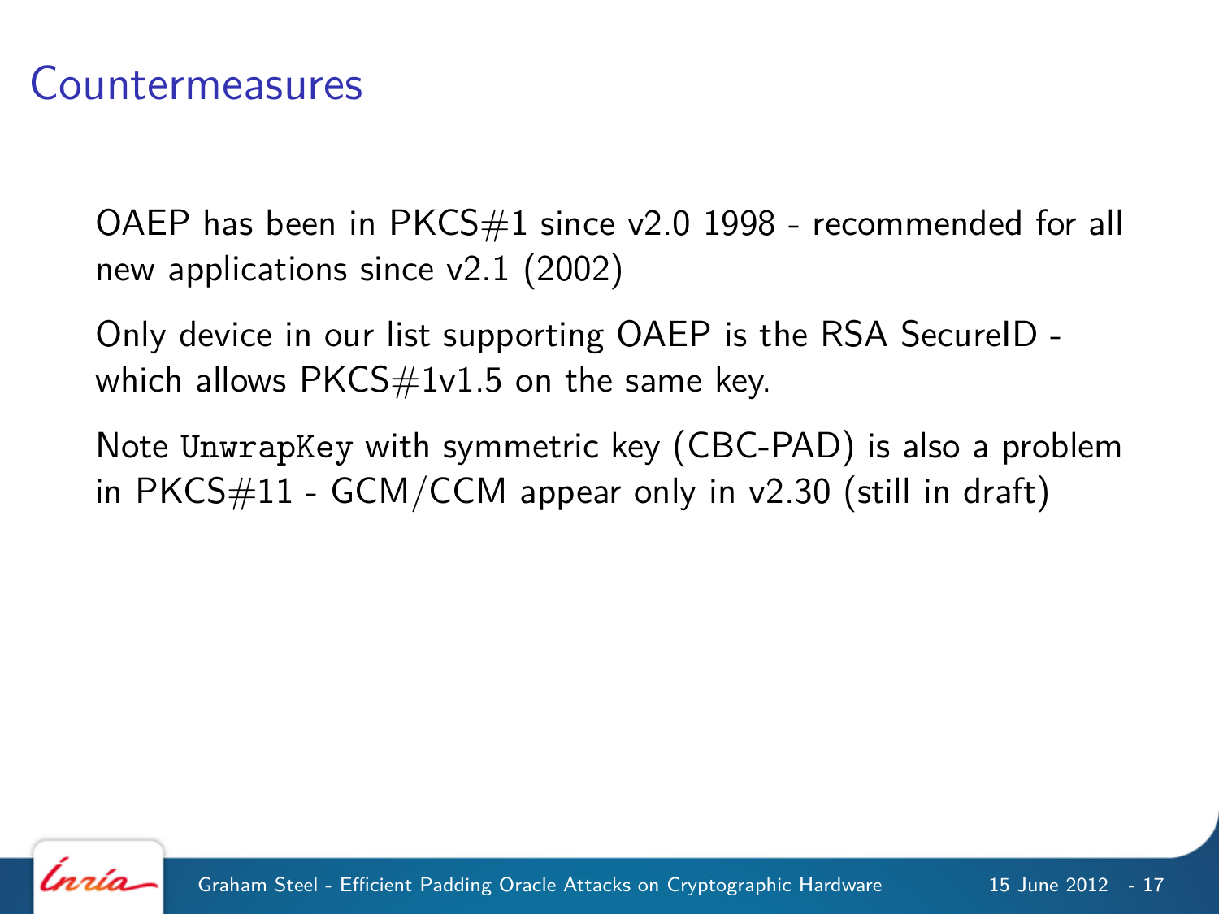# Countermeasures

OAEP has been in PKCS#1 since v2.0 1998 - recommended for all new applications since v2.1 (2002)

Only device in our list supporting OAEP is the RSA SecureID - which allows PKCS#1v1.5 on the same key.

Note `UnwrapKey` with symmetric key (CBC-PAD) is also a problem in PKCS#11 - GCM/CCM appear only in v2.30 (still in draft)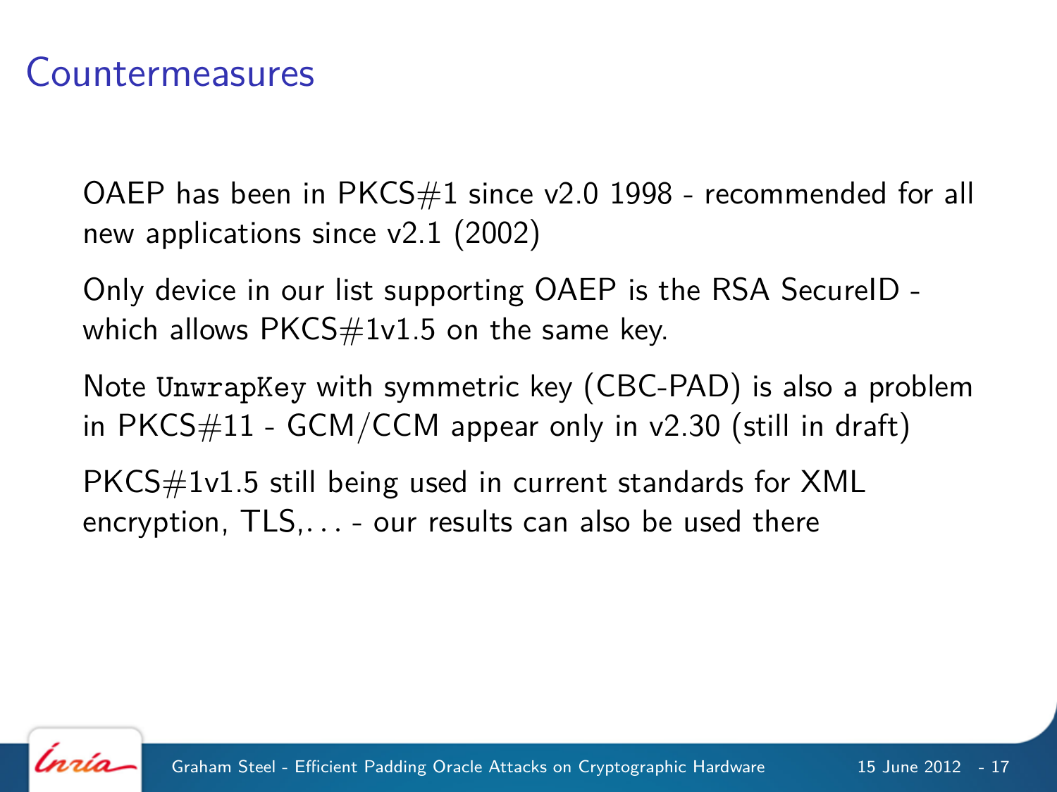# Countermeasures

OAEP has been in PKCS#1 since v2.0 1998 - recommended for all new applications since v2.1 (2002)

Only device in our list supporting OAEP is the RSA SecureID - which allows PKCS#1v1.5 on the same key.

Note `UnwrapKey` with symmetric key (CBC-PAD) is also a problem in PKCS#11 - GCM/CCM appear only in v2.30 (still in draft)

PKCS#1v1.5 still being used in current standards for XML encryption, TLS,... - our results can also be used there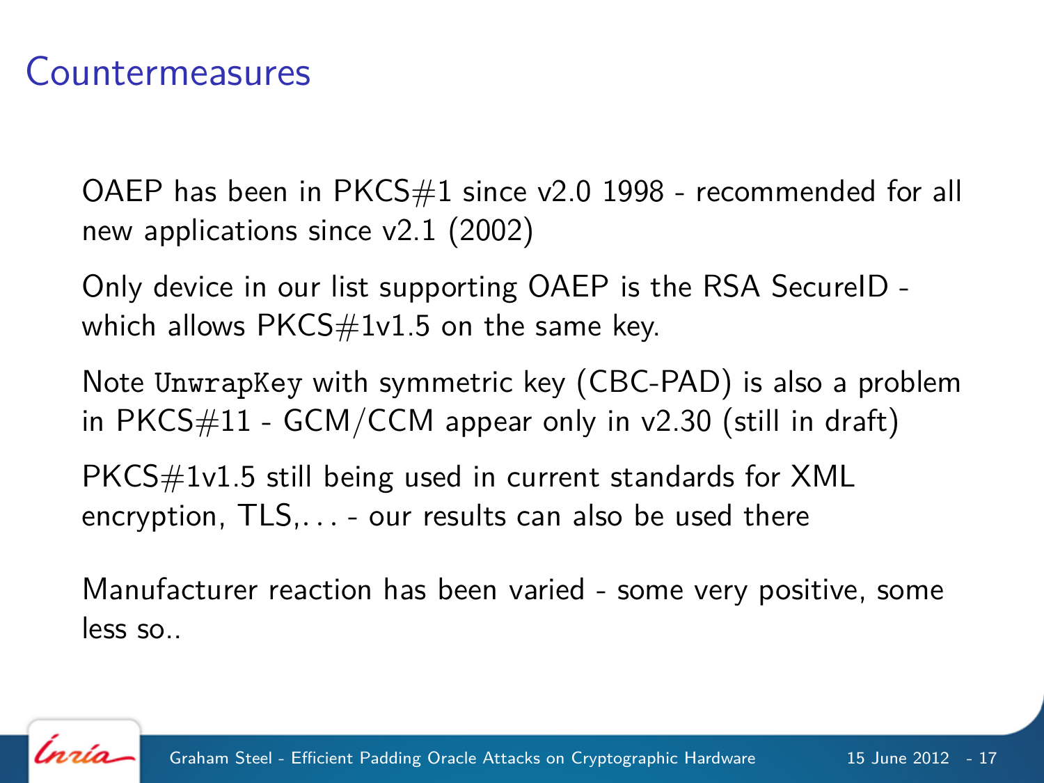# Countermeasures

OAEP has been in PKCS#1 since v2.0 1998 - recommended for all new applications since v2.1 (2002)

Only device in our list supporting OAEP is the RSA SecureID - which allows PKCS#1v1.5 on the same key.

Note `UnwrapKey` with symmetric key (CBC-PAD) is also a problem in PKCS#11 - GCM/CCM appear only in v2.30 (still in draft)

PKCS#1v1.5 still being used in current standards for XML encryption, TLS,... - our results can also be used there

Manufacturer reaction has been varied - some very positive, some less so..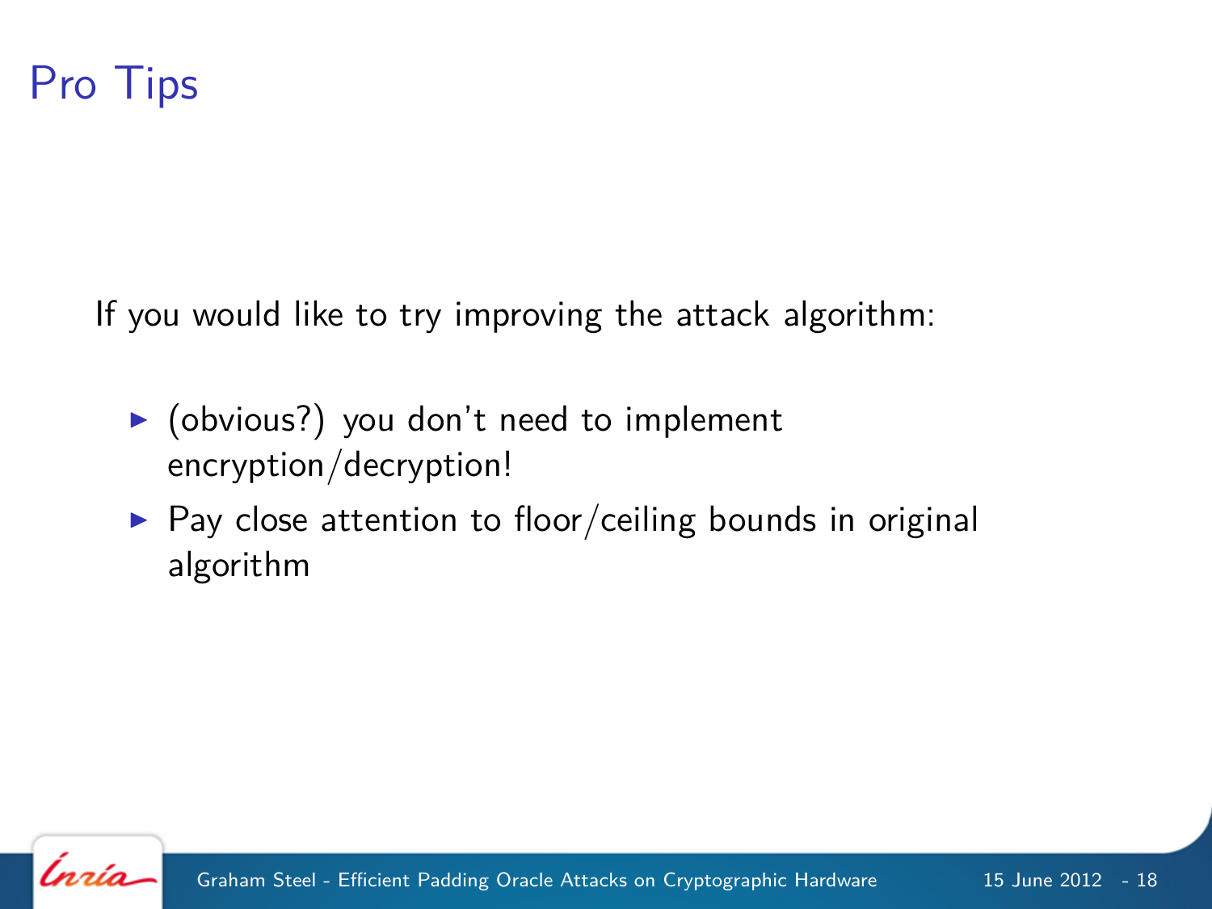# Pro Tips

If you would like to try improving the attack algorithm:

- (obvious?) you don't need to implement encryption/decryption!
- Pay close attention to floor/ceiling bounds in original algorithm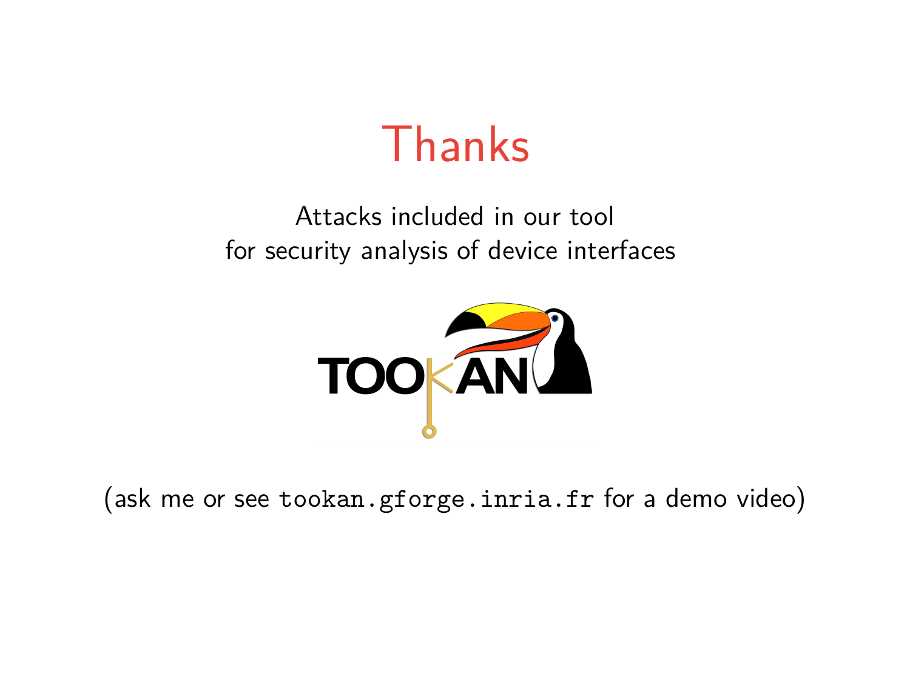# Thanks

Attacks included in our tool
for security analysis of device interfaces

TOOKAN

(ask me or see `tookan.gforge.inria.fr` for a demo video)